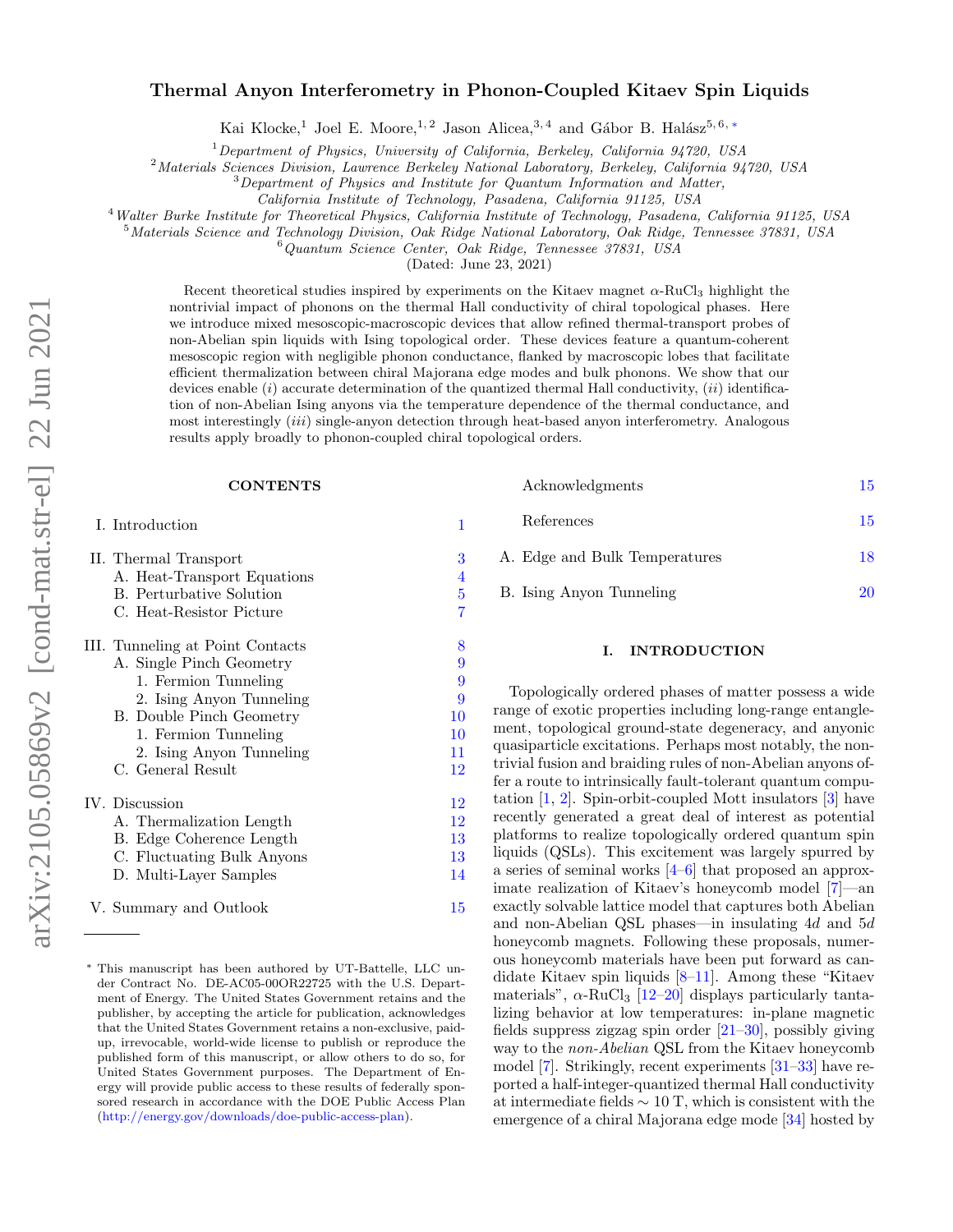# Thermal Anyon Interferometry in Phonon-Coupled Kitaev Spin Liquids

Kai Klocke,[1] Joel E. Moore,[1,2] Jason Alicea,[3,4] and Gábor B. Halász[5,6,*]

[1] *Department of Physics, University of California, Berkeley, California 94720, USA*
[2] *Materials Sciences Division, Lawrence Berkeley National Laboratory, Berkeley, California 94720, USA*
[3] *Department of Physics and Institute for Quantum Information and Matter, California Institute of Technology, Pasadena, California 91125, USA*
[4] *Walter Burke Institute for Theoretical Physics, California Institute of Technology, Pasadena, California 91125, USA*
[5] *Materials Science and Technology Division, Oak Ridge National Laboratory, Oak Ridge, Tennessee 37831, USA*
[6] *Quantum Science Center, Oak Ridge, Tennessee 37831, USA*

(Dated: June 23, 2021)

Recent theoretical studies inspired by experiments on the Kitaev magnet $\alpha$-$RuCl_3$ highlight the nontrivial impact of phonons on the thermal Hall conductivity of chiral topological phases. Here we introduce mixed mesoscopic-macroscopic devices that allow refined thermal-transport probes of non-Abelian spin liquids with Ising topological order. These devices feature a quantum-coherent mesoscopic region with negligible phonon conductance, flanked by macroscopic lobes that facilitate efficient thermalization between chiral Majorana edge modes and bulk phonons. We show that our devices enable (*i*) accurate determination of the quantized thermal Hall conductivity, (*ii*) identification of non-Abelian Ising anyons via the temperature dependence of the thermal conductance, and most interestingly (*iii*) single-anyon detection through heat-based anyon interferometry. Analogous results apply broadly to phonon-coupled chiral topological orders.

## CONTENTS

- I. Introduction — 1
- II. Thermal Transport — 3
  - A. Heat-Transport Equations — 4
  - B. Perturbative Solution — 5
  - C. Heat-Resistor Picture — 7
- III. Tunneling at Point Contacts — 8
  - A. Single Pinch Geometry — 9
    - 1. Fermion Tunneling — 9
    - 2. Ising Anyon Tunneling — 9
  - B. Double Pinch Geometry — 10
    - 1. Fermion Tunneling — 10
    - 2. Ising Anyon Tunneling — 11
  - C. General Result — 12
- IV. Discussion — 12
  - A. Thermalization Length — 12
  - B. Edge Coherence Length — 13
  - C. Fluctuating Bulk Anyons — 13
  - D. Multi-Layer Samples — 14
- V. Summary and Outlook — 15
- Acknowledgments — 15
- References — 15
- A. Edge and Bulk Temperatures — 18
- B. Ising Anyon Tunneling — 20

## I. INTRODUCTION

Topologically ordered phases of matter possess a wide range of exotic properties including long-range entanglement, topological ground-state degeneracy, and anyonic quasiparticle excitations. Perhaps most notably, the nontrivial fusion and braiding rules of non-Abelian anyons offer a route to intrinsically fault-tolerant quantum computation [1, 2]. Spin-orbit-coupled Mott insulators [3] have recently generated a great deal of interest as potential platforms to realize topologically ordered quantum spin liquids (QSLs). This excitement was largely spurred by a series of seminal works [4–6] that proposed an approximate realization of Kitaev's honeycomb model [7]—an exactly solvable lattice model that captures both Abelian and non-Abelian QSL phases—in insulating $4d$ and $5d$ honeycomb magnets. Following these proposals, numerous honeycomb materials have been put forward as candidate Kitaev spin liquids [8–11]. Among these "Kitaev materials", $\alpha$-$RuCl_3$ [12–20] displays particularly tantalizing behavior at low temperatures: in-plane magnetic fields suppress zigzag spin order [21–30], possibly giving way to the *non-Abelian* QSL from the Kitaev honeycomb model [7]. Strikingly, recent experiments [31–33] have reported a half-integer-quantized thermal Hall conductivity at intermediate fields $\sim 10$ T, which is consistent with the emergence of a chiral Majorana edge mode [34] hosted by

* This manuscript has been authored by UT-Battelle, LLC under Contract No. DE-AC05-00OR22725 with the U.S. Department of Energy. The United States Government retains and the publisher, by accepting the article for publication, acknowledges that the United States Government retains a non-exclusive, paid-up, irrevocable, world-wide license to publish or reproduce the published form of this manuscript, or allow others to do so, for United States Government purposes. The Department of Energy will provide public access to these results of federally sponsored research in accordance with the DOE Public Access Plan (http://energy.gov/downloads/doe-public-access-plan).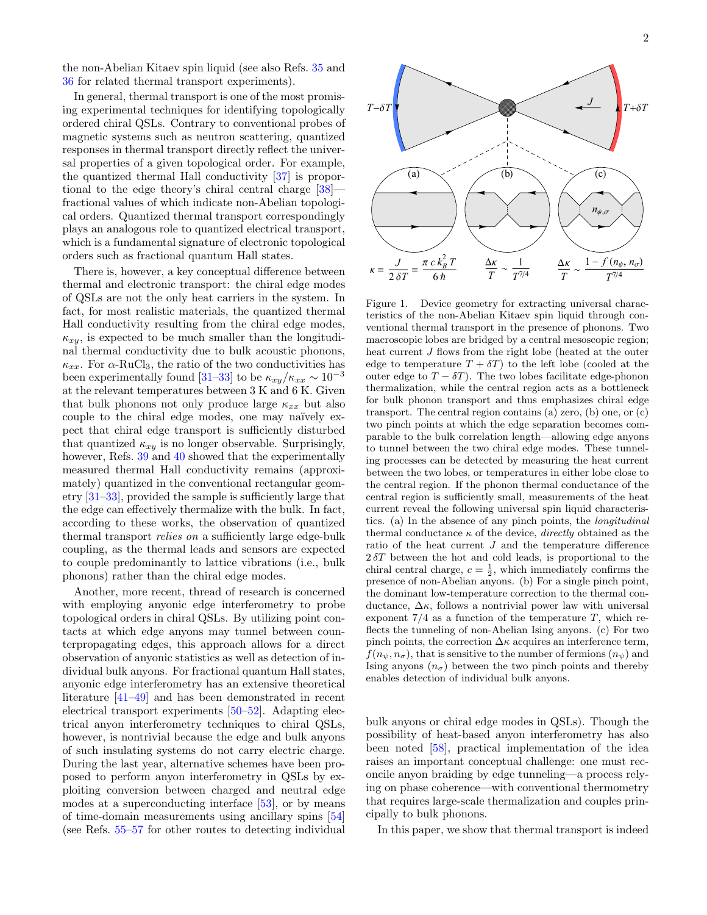the non-Abelian Kitaev spin liquid (see also Refs. 35 and 36 for related thermal transport experiments).

In general, thermal transport is one of the most promising experimental techniques for identifying topologically ordered chiral QSLs. Contrary to conventional probes of magnetic systems such as neutron scattering, quantized responses in thermal transport directly reflect the universal properties of a given topological order. For example, the quantized thermal Hall conductivity [37] is proportional to the edge theory's chiral central charge [38]—fractional values of which indicate non-Abelian topological orders. Quantized thermal transport correspondingly plays an analogous role to quantized electrical transport, which is a fundamental signature of electronic topological orders such as fractional quantum Hall states.

There is, however, a key conceptual difference between thermal and electronic transport: the chiral edge modes of QSLs are not the only heat carriers in the system. In fact, for most realistic materials, the quantized thermal Hall conductivity resulting from the chiral edge modes, $\kappa_{xy}$, is expected to be much smaller than the longitudinal thermal conductivity due to bulk acoustic phonons, $\kappa_{xx}$. For $\alpha$-$RuCl_3$, the ratio of the two conductivities has been experimentally found [31–33] to be $\kappa_{xy}/\kappa_{xx} \sim 10^{-3}$ at the relevant temperatures between 3 K and 6 K. Given that bulk phonons not only produce large $\kappa_{xx}$ but also couple to the chiral edge modes, one may naïvely expect that chiral edge transport is sufficiently disturbed that quantized $\kappa_{xy}$ is no longer observable. Surprisingly, however, Refs. 39 and 40 showed that the experimentally measured thermal Hall conductivity remains (approximately) quantized in the conventional rectangular geometry [31–33], provided the sample is sufficiently large that the edge can effectively thermalize with the bulk. In fact, according to these works, the observation of quantized thermal transport *relies on* a sufficiently large edge-bulk coupling, as the thermal leads and sensors are expected to couple predominantly to lattice vibrations (i.e., bulk phonons) rather than the chiral edge modes.

Another, more recent, thread of research is concerned with employing anyonic edge interferometry to probe topological orders in chiral QSLs. By utilizing point contacts at which edge anyons may tunnel between counterpropagating edges, this approach allows for a direct observation of anyonic statistics as well as detection of individual bulk anyons. For fractional quantum Hall states, anyonic edge interferometry has an extensive theoretical literature [41–49] and has been demonstrated in recent electrical transport experiments [50–52]. Adapting electrical anyon interferometry techniques to chiral QSLs, however, is nontrivial because the edge and bulk anyons of such insulating systems do not carry electric charge. During the last year, alternative schemes have been proposed to perform anyon interferometry in QSLs by exploiting conversion between charged and neutral edge modes at a superconducting interface [53], or by means of time-domain measurements using ancillary spins [54] (see Refs. 55–57 for other routes to detecting individual bulk anyons or chiral edge modes in QSLs). Though the possibility of heat-based anyon interferometry has also been noted [58], practical implementation of the idea raises an important conceptual challenge: one must reconcile anyon braiding by edge tunneling—a process relying on phase coherence—with conventional thermometry that requires large-scale thermalization and couples principally to bulk phonons.

$$\kappa = \frac{J}{2\,\delta T} = \frac{\pi\, c\, k_B^2\, T}{6\hbar} \qquad \frac{\Delta\kappa}{T} \sim \frac{1}{T^{7/4}} \qquad \frac{\Delta\kappa}{T} \sim \frac{1 - f(n_\psi, n_\sigma)}{T^{7/4}}$$

Figure 1. Device geometry for extracting universal characteristics of the non-Abelian Kitaev spin liquid through conventional thermal transport in the presence of phonons. Two macroscopic lobes are bridged by a central mesoscopic region; heat current $J$ flows from the right lobe (heated at the outer edge to temperature $T + \delta T$) to the left lobe (cooled at the outer edge to $T - \delta T$). The two lobes facilitate edge-phonon thermalization, while the central region acts as a bottleneck for bulk phonon transport and thus emphasizes chiral edge transport. The central region contains (a) zero, (b) one, or (c) two pinch points at which the edge separation becomes comparable to the bulk correlation length—allowing edge anyons to tunnel between the two chiral edge modes. These tunneling processes can be detected by measuring the heat current between the two lobes, or temperatures in either lobe close to the central region. If the phonon thermal conductance of the central region is sufficiently small, measurements of the heat current reveal the following universal spin liquid characteristics. (a) In the absence of any pinch points, the *longitudinal* thermal conductance $\kappa$ of the device, *directly* obtained as the ratio of the heat current $J$ and the temperature difference $2\,\delta T$ between the hot and cold leads, is proportional to the chiral central charge, $c = \frac{1}{2}$, which immediately confirms the presence of non-Abelian anyons. (b) For a single pinch point, the dominant low-temperature correction to the thermal conductance, $\Delta\kappa$, follows a nontrivial power law with universal exponent $7/4$ as a function of the temperature $T$, which reflects the tunneling of non-Abelian Ising anyons. (c) For two pinch points, the correction $\Delta\kappa$ acquires an interference term, $f(n_\psi, n_\sigma)$, that is sensitive to the number of fermions ($n_\psi$) and Ising anyons ($n_\sigma$) between the two pinch points and thereby enables detection of individual bulk anyons.

In this paper, we show that thermal transport is indeed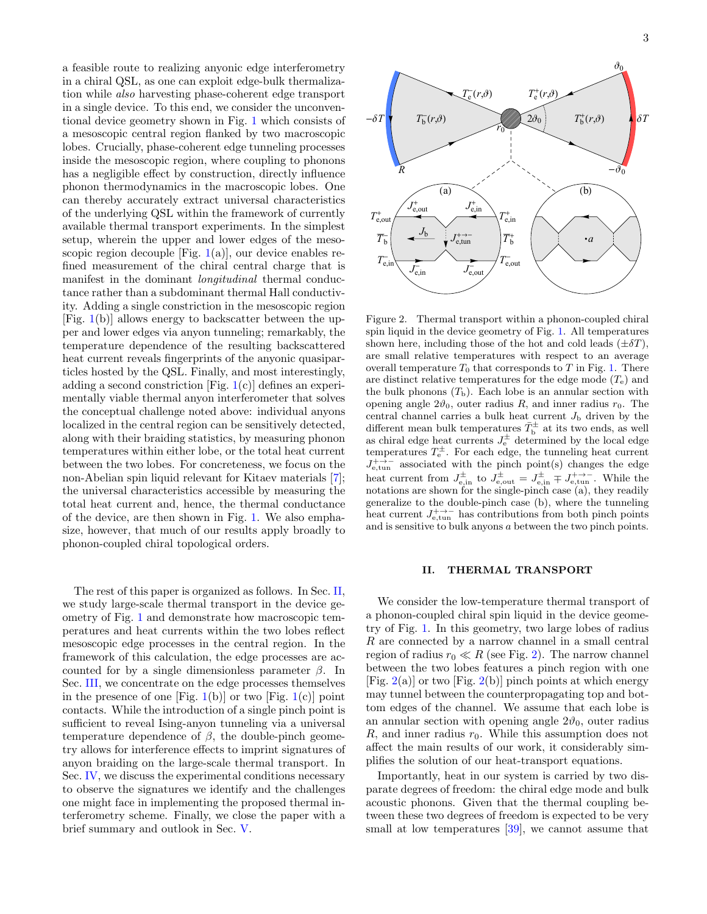a feasible route to realizing anyonic edge interferometry in a chiral QSL, as one can exploit edge-bulk thermalization while *also* harvesting phase-coherent edge transport in a single device. To this end, we consider the unconventional device geometry shown in Fig. 1 which consists of a mesoscopic central region flanked by two macroscopic lobes. Crucially, phase-coherent edge tunneling processes inside the mesoscopic region, where coupling to phonons has a negligible effect by construction, directly influence phonon thermodynamics in the macroscopic lobes. One can thereby accurately extract universal characteristics of the underlying QSL within the framework of currently available thermal transport experiments. In the simplest setup, wherein the upper and lower edges of the mesoscopic region decouple [Fig. 1(a)], our device enables refined measurement of the chiral central charge that is manifest in the dominant *longitudinal* thermal conductance rather than a subdominant thermal Hall conductivity. Adding a single constriction in the mesoscopic region [Fig. 1(b)] allows energy to backscatter between the upper and lower edges via anyon tunneling; remarkably, the temperature dependence of the resulting backscattered heat current reveals fingerprints of the anyonic quasiparticles hosted by the QSL. Finally, and most interestingly, adding a second constriction [Fig. 1(c)] defines an experimentally viable thermal anyon interferometer that solves the conceptual challenge noted above: individual anyons localized in the central region can be sensitively detected, along with their braiding statistics, by measuring phonon temperatures within either lobe, or the total heat current between the two lobes. For concreteness, we focus on the non-Abelian spin liquid relevant for Kitaev materials [7]; the universal characteristics accessible by measuring the total heat current and, hence, the thermal conductance of the device, are then shown in Fig. 1. We also emphasize, however, that much of our results apply broadly to phonon-coupled chiral topological orders.

The rest of this paper is organized as follows. In Sec. II, we study large-scale thermal transport in the device geometry of Fig. 1 and demonstrate how macroscopic temperatures and heat currents within the two lobes reflect mesoscopic edge processes in the central region. In the framework of this calculation, the edge processes are accounted for by a single dimensionless parameter $\beta$. In Sec. III, we concentrate on the edge processes themselves in the presence of one [Fig. 1(b)] or two [Fig. 1(c)] point contacts. While the introduction of a single pinch point is sufficient to reveal Ising-anyon tunneling via a universal temperature dependence of $\beta$, the double-pinch geometry allows for interference effects to imprint signatures of anyon braiding on the large-scale thermal transport. In Sec. IV, we discuss the experimental conditions necessary to observe the signatures we identify and the challenges one might face in implementing the proposed thermal interferometry scheme. Finally, we close the paper with a brief summary and outlook in Sec. V.

Figure 2. Thermal transport within a phonon-coupled chiral spin liquid in the device geometry of Fig. 1. All temperatures shown here, including those of the hot and cold leads ($\pm\delta T$), are small relative temperatures with respect to an average overall temperature $T_0$ that corresponds to $T$ in Fig. 1. There are distinct relative temperatures for the edge mode ($T_{\rm e}$) and the bulk phonons ($T_{\rm b}$). Each lobe is an annular section with opening angle $2\vartheta_0$, outer radius $R$, and inner radius $r_0$. The central channel carries a bulk heat current $J_{\rm b}$ driven by the different mean bulk temperatures $\bar{T}_{\rm b}^{\pm}$ at its two ends, as well as chiral edge heat currents $J_{\rm e}^{\pm}$ determined by the local edge temperatures $T_{\rm e}^{\pm}$. For each edge, the tunneling heat current $J_{\rm e,tun}^{+\to-}$ associated with the pinch point(s) changes the edge heat current from $J_{\rm e,in}^{\pm}$ to $J_{\rm e,out}^{\pm} = J_{\rm e,in}^{\pm} \mp J_{\rm e,tun}^{+\to-}$. While the notations are shown for the single-pinch case (a), they readily generalize to the double-pinch case (b), where the tunneling heat current $J_{\rm e,tun}^{+\to-}$ has contributions from both pinch points and is sensitive to bulk anyons $a$ between the two pinch points.

## II. THERMAL TRANSPORT

We consider the low-temperature thermal transport of a phonon-coupled chiral spin liquid in the device geometry of Fig. 1. In this geometry, two large lobes of radius $R$ are connected by a narrow channel in a small central region of radius $r_0 \ll R$ (see Fig. 2). The narrow channel between the two lobes features a pinch region with one [Fig. 2(a)] or two [Fig. 2(b)] pinch points at which energy may tunnel between the counterpropagating top and bottom edges of the channel. We assume that each lobe is an annular section with opening angle $2\vartheta_0$, outer radius $R$, and inner radius $r_0$. While this assumption does not affect the main results of our work, it considerably simplifies the solution of our heat-transport equations.

Importantly, heat in our system is carried by two disparate degrees of freedom: the chiral edge mode and bulk acoustic phonons. Given that the thermal coupling between these two degrees of freedom is expected to be very small at low temperatures [39], we cannot assume that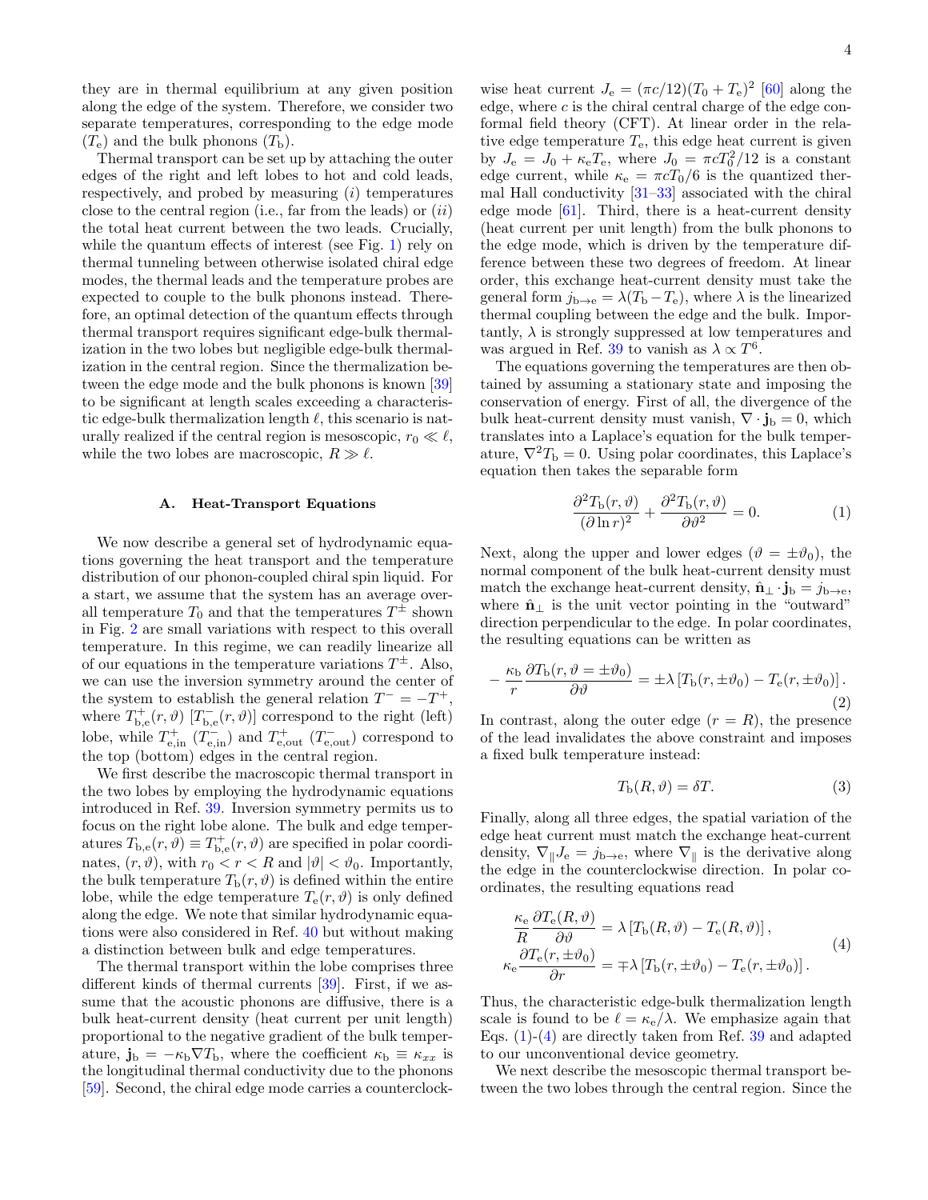they are in thermal equilibrium at any given position along the edge of the system. Therefore, we consider two separate temperatures, corresponding to the edge mode ($T_{\rm e}$) and the bulk phonons ($T_{\rm b}$).

Thermal transport can be set up by attaching the outer edges of the right and left lobes to hot and cold leads, respectively, and probed by measuring (*i*) temperatures close to the central region (i.e., far from the leads) or (*ii*) the total heat current between the two leads. Crucially, while the quantum effects of interest (see Fig. 1) rely on thermal tunneling between otherwise isolated chiral edge modes, the thermal leads and the temperature probes are expected to couple to the bulk phonons instead. Therefore, an optimal detection of the quantum effects through thermal transport requires significant edge-bulk thermalization in the two lobes but negligible edge-bulk thermalization in the central region. Since the thermalization between the edge mode and the bulk phonons is known [39] to be significant at length scales exceeding a characteristic edge-bulk thermalization length $\ell$, this scenario is naturally realized if the central region is mesoscopic, $r_0 \ll \ell$, while the two lobes are macroscopic, $R \gg \ell$.

### A. Heat-Transport Equations

We now describe a general set of hydrodynamic equations governing the heat transport and the temperature distribution of our phonon-coupled chiral spin liquid. For a start, we assume that the system has an average overall temperature $T_0$ and that the temperatures $T^{\pm}$ shown in Fig. 2 are small variations with respect to this overall temperature. In this regime, we can readily linearize all of our equations in the temperature variations $T^{\pm}$. Also, we can use the inversion symmetry around the center of the system to establish the general relation $T^- = -T^+$, where $T^+_{\rm b,e}(r,\vartheta)$ $[T^-_{\rm b,e}(r,\vartheta)]$ correspond to the right (left) lobe, while $T^+_{\rm e,in}$ $(T^-_{\rm e,in})$ and $T^+_{\rm e,out}$ $(T^-_{\rm e,out})$ correspond to the top (bottom) edges in the central region.

We first describe the macroscopic thermal transport in the two lobes by employing the hydrodynamic equations introduced in Ref. 39. Inversion symmetry permits us to focus on the right lobe alone. The bulk and edge temperatures $T_{\rm b,e}(r,\vartheta) \equiv T^+_{\rm b,e}(r,\vartheta)$ are specified in polar coordinates, $(r,\vartheta)$, with $r_0 < r < R$ and $|\vartheta| < \vartheta_0$. Importantly, the bulk temperature $T_{\rm b}(r,\vartheta)$ is defined within the entire lobe, while the edge temperature $T_{\rm e}(r,\vartheta)$ is only defined along the edge. We note that similar hydrodynamic equations were also considered in Ref. 40 but without making a distinction between bulk and edge temperatures.

The thermal transport within the lobe comprises three different kinds of thermal currents [39]. First, if we assume that the acoustic phonons are diffusive, there is a bulk heat-current density (heat current per unit length) proportional to the negative gradient of the bulk temperature, $\mathbf{j}_{\rm b} = -\kappa_{\rm b}\nabla T_{\rm b}$, where the coefficient $\kappa_{\rm b} \equiv \kappa_{xx}$ is the longitudinal thermal conductivity due to the phonons [59]. Second, the chiral edge mode carries a counterclockwise heat current $J_{\rm e} = (\pi c/12)(T_0 + T_{\rm e})^2$ [60] along the edge, where $c$ is the chiral central charge of the edge conformal field theory (CFT). At linear order in the relative edge temperature $T_{\rm e}$, this edge heat current is given by $J_{\rm e} = J_0 + \kappa_{\rm e} T_{\rm e}$, where $J_0 = \pi c T_0^2/12$ is a constant edge current, while $\kappa_{\rm e} = \pi c T_0/6$ is the quantized thermal Hall conductivity [31–33] associated with the chiral edge mode [61]. Third, there is a heat-current density (heat current per unit length) from the bulk phonons to the edge mode, which is driven by the temperature difference between these two degrees of freedom. At linear order, this exchange heat-current density must take the general form $j_{\rm b\to e} = \lambda(T_{\rm b} - T_{\rm e})$, where $\lambda$ is the linearized thermal coupling between the edge and the bulk. Importantly, $\lambda$ is strongly suppressed at low temperatures and was argued in Ref. 39 to vanish as $\lambda \propto T^6$.

The equations governing the temperatures are then obtained by assuming a stationary state and imposing the conservation of energy. First of all, the divergence of the bulk heat-current density must vanish, $\nabla \cdot \mathbf{j}_{\rm b} = 0$, which translates into a Laplace's equation for the bulk temperature, $\nabla^2 T_{\rm b} = 0$. Using polar coordinates, this Laplace's equation then takes the separable form

$$\frac{\partial^2 T_{\rm b}(r,\vartheta)}{(\partial \ln r)^2} + \frac{\partial^2 T_{\rm b}(r,\vartheta)}{\partial \vartheta^2} = 0. \tag{1}$$

Next, along the upper and lower edges ($\vartheta = \pm\vartheta_0$), the normal component of the bulk heat-current density must match the exchange heat-current density, $\hat{\mathbf{n}}_\perp \cdot \mathbf{j}_{\rm b} = j_{\rm b\to e}$, where $\hat{\mathbf{n}}_\perp$ is the unit vector pointing in the "outward" direction perpendicular to the edge. In polar coordinates, the resulting equations can be written as

$$-\frac{\kappa_{\rm b}}{r}\frac{\partial T_{\rm b}(r,\vartheta=\pm\vartheta_0)}{\partial \vartheta} = \pm\lambda\left[T_{\rm b}(r,\pm\vartheta_0) - T_{\rm e}(r,\pm\vartheta_0)\right]. \tag{2}$$

In contrast, along the outer edge ($r = R$), the presence of the lead invalidates the above constraint and imposes a fixed bulk temperature instead:

$$T_{\rm b}(R,\vartheta) = \delta T. \tag{3}$$

Finally, along all three edges, the spatial variation of the edge heat current must match the exchange heat-current density, $\nabla_\parallel J_{\rm e} = j_{\rm b\to e}$, where $\nabla_\parallel$ is the derivative along the edge in the counterclockwise direction. In polar coordinates, the resulting equations read

$$\begin{aligned}
\frac{\kappa_{\rm e}}{R}\frac{\partial T_{\rm e}(R,\vartheta)}{\partial \vartheta} &= \lambda\left[T_{\rm b}(R,\vartheta) - T_{\rm e}(R,\vartheta)\right], \\
\kappa_{\rm e}\frac{\partial T_{\rm e}(r,\pm\vartheta_0)}{\partial r} &= \mp\lambda\left[T_{\rm b}(r,\pm\vartheta_0) - T_{\rm e}(r,\pm\vartheta_0)\right].
\end{aligned} \tag{4}$$

Thus, the characteristic edge-bulk thermalization length scale is found to be $\ell = \kappa_{\rm e}/\lambda$. We emphasize again that Eqs. (1)-(4) are directly taken from Ref. 39 and adapted to our unconventional device geometry.

We next describe the mesoscopic thermal transport between the two lobes through the central region. Since the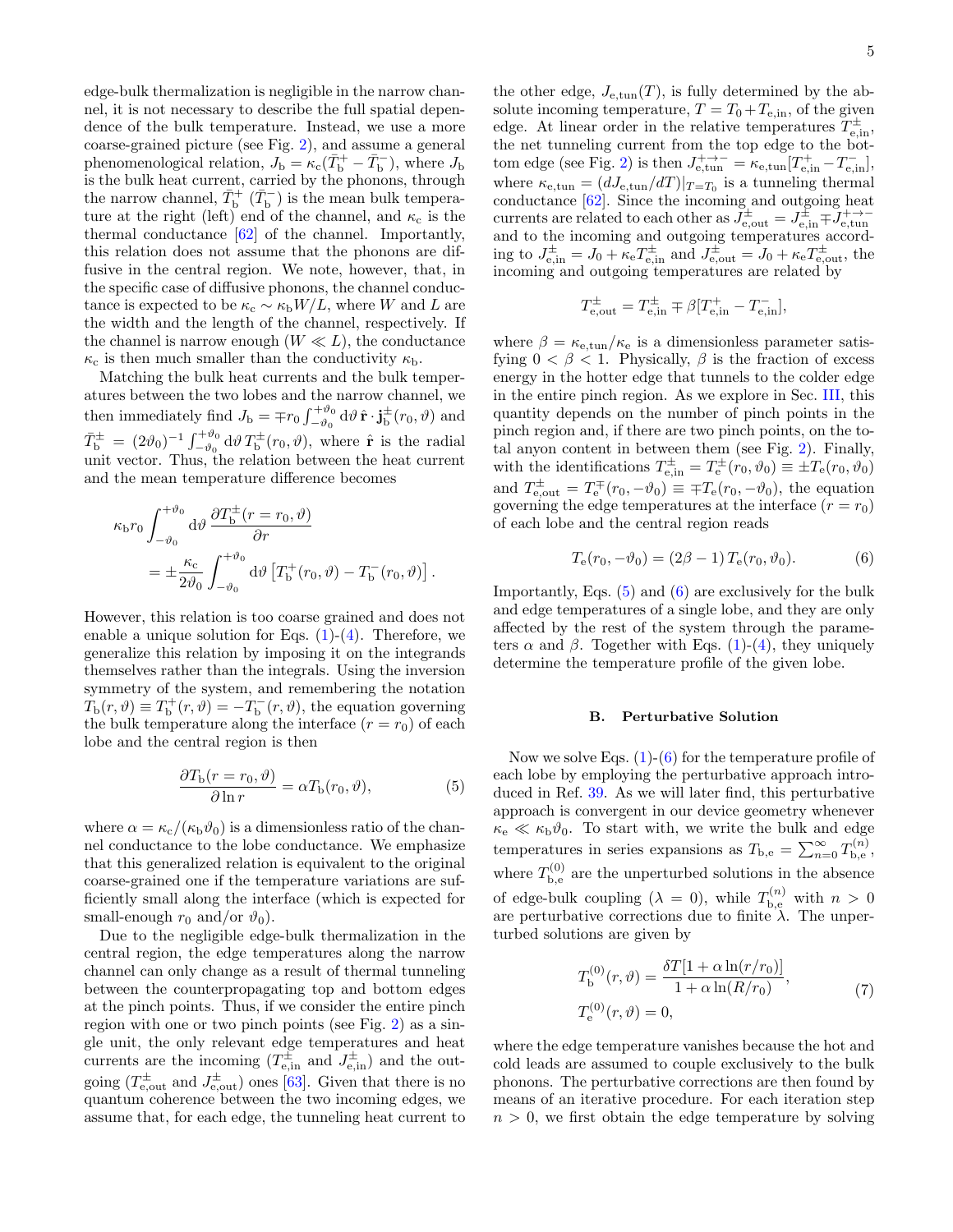edge-bulk thermalization is negligible in the narrow channel, it is not necessary to describe the full spatial dependence of the bulk temperature. Instead, we use a more coarse-grained picture (see Fig. 2), and assume a general phenomenological relation, $J_{\rm b} = \kappa_{\rm c}(\bar{T}_{\rm b}^{+} - \bar{T}_{\rm b}^{-})$, where $J_{\rm b}$ is the bulk heat current, carried by the phonons, through the narrow channel, $\bar{T}_{\rm b}^{+}$ ($\bar{T}_{\rm b}^{-}$) is the mean bulk temperature at the right (left) end of the channel, and $\kappa_{\rm c}$ is the thermal conductance [62] of the channel. Importantly, this relation does not assume that the phonons are diffusive in the central region. We note, however, that, in the specific case of diffusive phonons, the channel conductance is expected to be $\kappa_{\rm c} \sim \kappa_{\rm b} W/L$, where $W$ and $L$ are the width and the length of the channel, respectively. If the channel is narrow enough ($W \ll L$), the conductance $\kappa_{\rm c}$ is then much smaller than the conductivity $\kappa_{\rm b}$.

Matching the bulk heat currents and the bulk temperatures between the two lobes and the narrow channel, we then immediately find $J_{\rm b} = \mp r_0 \int_{-\vartheta_0}^{+\vartheta_0} d\vartheta \, \hat{\mathbf{r}} \cdot \mathbf{j}_{\rm b}^{\pm}(r_0, \vartheta)$ and $\bar{T}_{\rm b}^{\pm} = (2\vartheta_0)^{-1} \int_{-\vartheta_0}^{+\vartheta_0} d\vartheta \, T_{\rm b}^{\pm}(r_0, \vartheta)$, where $\hat{\mathbf{r}}$ is the radial unit vector. Thus, the relation between the heat current and the mean temperature difference becomes

$$\kappa_{\rm b} r_0 \int_{-\vartheta_0}^{+\vartheta_0} d\vartheta \, \frac{\partial T_{\rm b}^{\pm}(r = r_0, \vartheta)}{\partial r} = \pm \frac{\kappa_{\rm c}}{2\vartheta_0} \int_{-\vartheta_0}^{+\vartheta_0} d\vartheta \left[ T_{\rm b}^{+}(r_0, \vartheta) - T_{\rm b}^{-}(r_0, \vartheta) \right].$$

However, this relation is too coarse grained and does not enable a unique solution for Eqs. (1)-(4). Therefore, we generalize this relation by imposing it on the integrands themselves rather than the integrals. Using the inversion symmetry of the system, and remembering the notation $T_{\rm b}(r, \vartheta) \equiv T_{\rm b}^{+}(r, \vartheta) = -T_{\rm b}^{-}(r, \vartheta)$, the equation governing the bulk temperature along the interface ($r = r_0$) of each lobe and the central region is then

$$\frac{\partial T_{\rm b}(r = r_0, \vartheta)}{\partial \ln r} = \alpha T_{\rm b}(r_0, \vartheta), \tag{5}$$

where $\alpha = \kappa_{\rm c}/(\kappa_{\rm b}\vartheta_0)$ is a dimensionless ratio of the channel conductance to the lobe conductance. We emphasize that this generalized relation is equivalent to the original coarse-grained one if the temperature variations are sufficiently small along the interface (which is expected for small-enough $r_0$ and/or $\vartheta_0$).

Due to the negligible edge-bulk thermalization in the central region, the edge temperatures along the narrow channel can only change as a result of thermal tunneling between the counterpropagating top and bottom edges at the pinch points. Thus, if we consider the entire pinch region with one or two pinch points (see Fig. 2) as a single unit, the only relevant edge temperatures and heat currents are the incoming ($T_{\rm e,in}^{\pm}$ and $J_{\rm e,in}^{\pm}$) and the outgoing ($T_{\rm e,out}^{\pm}$ and $J_{\rm e,out}^{\pm}$) ones [63]. Given that there is no quantum coherence between the two incoming edges, we assume that, for each edge, the tunneling heat current to the other edge, $J_{\rm e,tun}(T)$, is fully determined by the absolute incoming temperature, $T = T_0 + T_{\rm e,in}$, of the given edge. At linear order in the relative temperatures $T_{\rm e,in}^{\pm}$, the net tunneling current from the top edge to the bottom edge (see Fig. 2) is then $J_{\rm e,tun}^{+\to-} = \kappa_{\rm e,tun}[T_{\rm e,in}^{+} - T_{\rm e,in}^{-}]$, where $\kappa_{\rm e,tun} = (dJ_{\rm e,tun}/dT)|_{T=T_0}$ is a tunneling thermal conductance [62]. Since the incoming and outgoing heat currents are related to each other as $J_{\rm e,out}^{\pm} = J_{\rm e,in}^{\pm} \mp J_{\rm e,tun}^{+\to-}$ and to the incoming and outgoing temperatures according to $J_{\rm e,in}^{\pm} = J_0 + \kappa_{\rm e} T_{\rm e,in}^{\pm}$ and $J_{\rm e,out}^{\pm} = J_0 + \kappa_{\rm e} T_{\rm e,out}^{\pm}$, the incoming and outgoing temperatures are related by

$$T_{\rm e,out}^{\pm} = T_{\rm e,in}^{\pm} \mp \beta [T_{\rm e,in}^{+} - T_{\rm e,in}^{-}],$$

where $\beta = \kappa_{\rm e,tun}/\kappa_{\rm e}$ is a dimensionless parameter satisfying $0 < \beta < 1$. Physically, $\beta$ is the fraction of excess energy in the hotter edge that tunnels to the colder edge in the entire pinch region. As we explore in Sec. III, this quantity depends on the number of pinch points in the pinch region and, if there are two pinch points, on the total anyon content in between them (see Fig. 2). Finally, with the identifications $T_{\rm e,in}^{\pm} = T_{\rm e}^{\pm}(r_0, \vartheta_0) \equiv \pm T_{\rm e}(r_0, \vartheta_0)$ and $T_{\rm e,out}^{\pm} = T_{\rm e}^{\mp}(r_0, -\vartheta_0) \equiv \mp T_{\rm e}(r_0, -\vartheta_0)$, the equation governing the edge temperatures at the interface ($r = r_0$) of each lobe and the central region reads

$$T_{\rm e}(r_0, -\vartheta_0) = (2\beta - 1)\, T_{\rm e}(r_0, \vartheta_0). \tag{6}$$

Importantly, Eqs. (5) and (6) are exclusively for the bulk and edge temperatures of a single lobe, and they are only affected by the rest of the system through the parameters $\alpha$ and $\beta$. Together with Eqs. (1)-(4), they uniquely determine the temperature profile of the given lobe.

### B. Perturbative Solution

Now we solve Eqs. (1)-(6) for the temperature profile of each lobe by employing the perturbative approach introduced in Ref. 39. As we will later find, this perturbative approach is convergent in our device geometry whenever $\kappa_{\rm e} \ll \kappa_{\rm b}\vartheta_0$. To start with, we write the bulk and edge temperatures in series expansions as $T_{\rm b,e} = \sum_{n=0}^{\infty} T_{\rm b,e}^{(n)}$, where $T_{\rm b,e}^{(0)}$ are the unperturbed solutions in the absence of edge-bulk coupling ($\lambda = 0$), while $T_{\rm b,e}^{(n)}$ with $n > 0$ are perturbative corrections due to finite $\lambda$. The unperturbed solutions are given by

$$T_{\rm b}^{(0)}(r, \vartheta) = \frac{\delta T[1 + \alpha \ln(r/r_0)]}{1 + \alpha \ln(R/r_0)}, \qquad T_{\rm e}^{(0)}(r, \vartheta) = 0, \tag{7}$$

where the edge temperature vanishes because the hot and cold leads are assumed to couple exclusively to the bulk phonons. The perturbative corrections are then found by means of an iterative procedure. For each iteration step $n > 0$, we first obtain the edge temperature by solving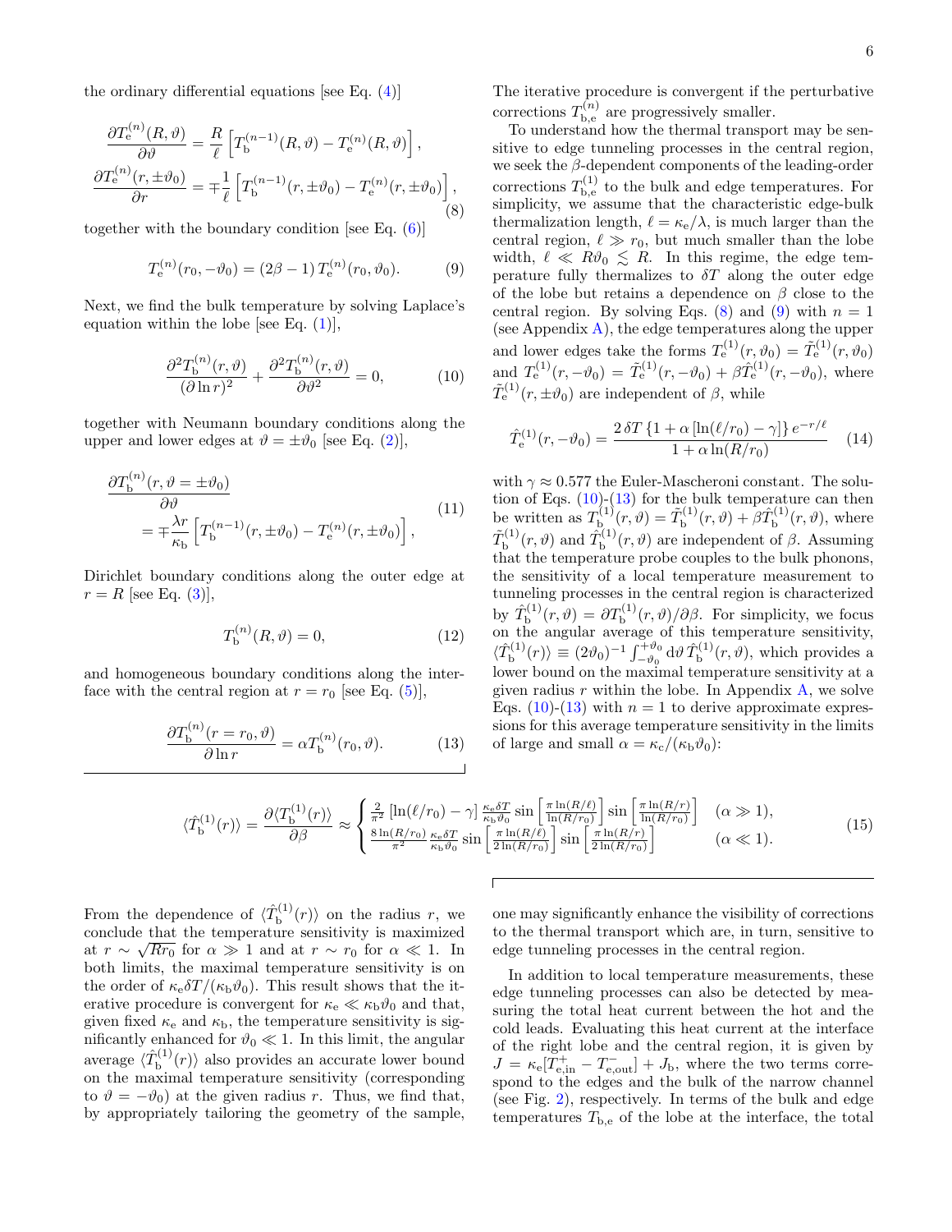the ordinary differential equations [see Eq. (4)]

$$
\begin{aligned}
\frac{\partial T_{\rm e}^{(n)}(R,\vartheta)}{\partial\vartheta} &= \frac{R}{\ell}\left[T_{\rm b}^{(n-1)}(R,\vartheta) - T_{\rm e}^{(n)}(R,\vartheta)\right], \\
\frac{\partial T_{\rm e}^{(n)}(r,\pm\vartheta_0)}{\partial r} &= \mp\frac{1}{\ell}\left[T_{\rm b}^{(n-1)}(r,\pm\vartheta_0) - T_{\rm e}^{(n)}(r,\pm\vartheta_0)\right],
\end{aligned}
\tag{8}
$$

together with the boundary condition [see Eq. (6)]

$$
T_{\rm e}^{(n)}(r_0,-\vartheta_0) = (2\beta-1)\,T_{\rm e}^{(n)}(r_0,\vartheta_0). \tag{9}
$$

Next, we find the bulk temperature by solving Laplace's equation within the lobe [see Eq. (1)],

$$
\frac{\partial^2 T_{\rm b}^{(n)}(r,\vartheta)}{(\partial\ln r)^2} + \frac{\partial^2 T_{\rm b}^{(n)}(r,\vartheta)}{\partial\vartheta^2} = 0, \tag{10}
$$

together with Neumann boundary conditions along the upper and lower edges at $\vartheta = \pm\vartheta_0$ [see Eq. (2)],

$$
\begin{aligned}
&\frac{\partial T_{\rm b}^{(n)}(r,\vartheta=\pm\vartheta_0)}{\partial\vartheta} \\
&\quad = \mp\frac{\lambda r}{\kappa_{\rm b}}\left[T_{\rm b}^{(n-1)}(r,\pm\vartheta_0) - T_{\rm e}^{(n)}(r,\pm\vartheta_0)\right],
\end{aligned}
\tag{11}
$$

Dirichlet boundary conditions along the outer edge at $r = R$ [see Eq. (3)],

$$
T_{\rm b}^{(n)}(R,\vartheta) = 0, \tag{12}
$$

and homogeneous boundary conditions along the interface with the central region at $r = r_0$ [see Eq. (5)],

$$
\frac{\partial T_{\rm b}^{(n)}(r=r_0,\vartheta)}{\partial\ln r} = \alpha T_{\rm b}^{(n)}(r_0,\vartheta). \tag{13}
$$

The iterative procedure is convergent if the perturbative corrections $T_{\rm b,e}^{(n)}$ are progressively smaller.

To understand how the thermal transport may be sensitive to edge tunneling processes in the central region, we seek the $\beta$-dependent components of the leading-order corrections $T_{\rm b,e}^{(1)}$ to the bulk and edge temperatures. For simplicity, we assume that the characteristic edge-bulk thermalization length, $\ell = \kappa_{\rm e}/\lambda$, is much larger than the central region, $\ell \gg r_0$, but much smaller than the lobe width, $\ell \ll R\vartheta_0 \lesssim R$. In this regime, the edge temperature fully thermalizes to $\delta T$ along the outer edge of the lobe but retains a dependence on $\beta$ close to the central region. By solving Eqs. (8) and (9) with $n=1$ (see Appendix A), the edge temperatures along the upper and lower edges take the forms $T_{\rm e}^{(1)}(r,\vartheta_0) = \tilde{T}_{\rm e}^{(1)}(r,\vartheta_0)$ and $T_{\rm e}^{(1)}(r,-\vartheta_0) = \tilde{T}_{\rm e}^{(1)}(r,-\vartheta_0) + \beta\hat{T}_{\rm e}^{(1)}(r,-\vartheta_0)$, where $\tilde{T}_{\rm e}^{(1)}(r,\pm\vartheta_0)$ are independent of $\beta$, while

$$
\hat{T}_{\rm e}^{(1)}(r,-\vartheta_0) = \frac{2\,\delta T\,\{1+\alpha\,[\ln(\ell/r_0)-\gamma]\}\,e^{-r/\ell}}{1+\alpha\ln(R/r_0)} \tag{14}
$$

with $\gamma \approx 0.577$ the Euler-Mascheroni constant. The solution of Eqs. (10)-(13) for the bulk temperature can then be written as $T_{\rm b}^{(1)}(r,\vartheta) = \tilde{T}_{\rm b}^{(1)}(r,\vartheta) + \beta\hat{T}_{\rm b}^{(1)}(r,\vartheta)$, where $\tilde{T}_{\rm b}^{(1)}(r,\vartheta)$ and $\hat{T}_{\rm b}^{(1)}(r,\vartheta)$ are independent of $\beta$. Assuming that the temperature probe couples to the bulk phonons, the sensitivity of a local temperature measurement to tunneling processes in the central region is characterized by $\hat{T}_{\rm b}^{(1)}(r,\vartheta) = \partial T_{\rm b}^{(1)}(r,\vartheta)/\partial\beta$. For simplicity, we focus on the angular average of this temperature sensitivity, $\langle\hat{T}_{\rm b}^{(1)}(r)\rangle \equiv (2\vartheta_0)^{-1}\int_{-\vartheta_0}^{+\vartheta_0} d\vartheta\,\hat{T}_{\rm b}^{(1)}(r,\vartheta)$, which provides a lower bound on the maximal temperature sensitivity at a given radius $r$ within the lobe. In Appendix A, we solve Eqs. (10)-(13) with $n=1$ to derive approximate expressions for this average temperature sensitivity in the limits of large and small $\alpha = \kappa_{\rm c}/(\kappa_{\rm b}\vartheta_0)$:

$$
\langle\hat{T}_{\rm b}^{(1)}(r)\rangle = \frac{\partial\langle T_{\rm b}^{(1)}(r)\rangle}{\partial\beta} \approx
\begin{cases}
\frac{2}{\pi^2}\left[\ln(\ell/r_0)-\gamma\right]\frac{\kappa_{\rm e}\delta T}{\kappa_{\rm b}\vartheta_0}\sin\left[\frac{\pi\ln(R/\ell)}{\ln(R/r_0)}\right]\sin\left[\frac{\pi\ln(R/r)}{\ln(R/r_0)}\right] & (\alpha \gg 1), \\
\frac{8\ln(R/r_0)}{\pi^2}\frac{\kappa_{\rm e}\delta T}{\kappa_{\rm b}\vartheta_0}\sin\left[\frac{\pi\ln(R/\ell)}{2\ln(R/r_0)}\right]\sin\left[\frac{\pi\ln(R/r)}{2\ln(R/r_0)}\right] & (\alpha \ll 1).
\end{cases}
\tag{15}
$$

From the dependence of $\langle\hat{T}_{\rm b}^{(1)}(r)\rangle$ on the radius $r$, we conclude that the temperature sensitivity is maximized at $r \sim \sqrt{Rr_0}$ for $\alpha \gg 1$ and at $r \sim r_0$ for $\alpha \ll 1$. In both limits, the maximal temperature sensitivity is on the order of $\kappa_{\rm e}\delta T/(\kappa_{\rm b}\vartheta_0)$. This result shows that the iterative procedure is convergent for $\kappa_{\rm e} \ll \kappa_{\rm b}\vartheta_0$ and that, given fixed $\kappa_{\rm e}$ and $\kappa_{\rm b}$, the temperature sensitivity is significantly enhanced for $\vartheta_0 \ll 1$. In this limit, the angular average $\langle\hat{T}_{\rm b}^{(1)}(r)\rangle$ also provides an accurate lower bound on the maximal temperature sensitivity (corresponding to $\vartheta = -\vartheta_0$) at the given radius $r$. Thus, we find that, by appropriately tailoring the geometry of the sample, one may significantly enhance the visibility of corrections to the thermal transport which are, in turn, sensitive to edge tunneling processes in the central region.

In addition to local temperature measurements, these edge tunneling processes can also be detected by measuring the total heat current between the hot and the cold leads. Evaluating this heat current at the interface of the right lobe and the central region, it is given by $J = \kappa_{\rm e}[T_{\rm e,in}^{+} - T_{\rm e,out}^{-}] + J_{\rm b}$, where the two terms correspond to the edges and the bulk of the narrow channel (see Fig. 2), respectively. In terms of the bulk and edge temperatures $T_{\rm b,e}$ of the lobe at the interface, the total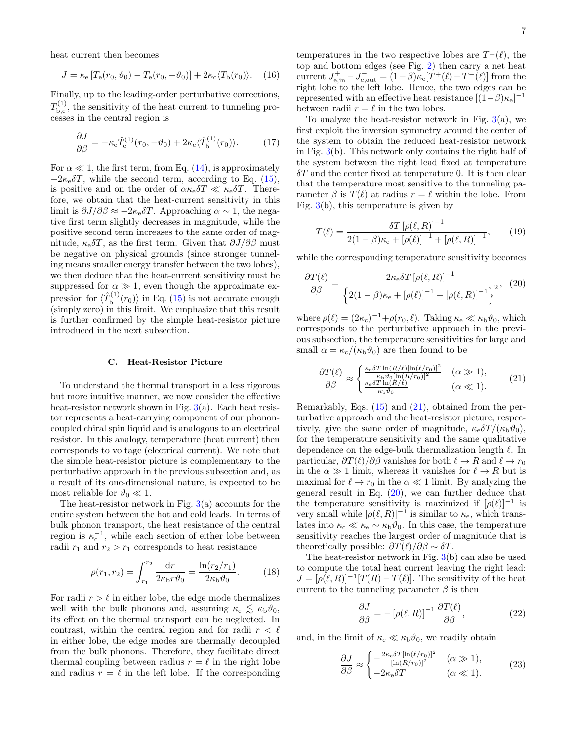heat current then becomes

$$J = \kappa_{\rm e} \left[ T_{\rm e}(r_0, \vartheta_0) - T_{\rm e}(r_0, -\vartheta_0) \right] + 2\kappa_{\rm c} \langle T_{\rm b}(r_0) \rangle. \quad (16)$$

Finally, up to the leading-order perturbative corrections, $T^{(1)}_{\rm b,e}$, the sensitivity of the heat current to tunneling processes in the central region is

$$\frac{\partial J}{\partial \beta} = -\kappa_{\rm e} \hat{T}^{(1)}_{\rm e}(r_0, -\vartheta_0) + 2\kappa_{\rm c} \langle \hat{T}^{(1)}_{\rm b}(r_0) \rangle. \quad (17)$$

For $\alpha \ll 1$, the first term, from Eq. (14), is approximately $-2\kappa_{\rm e}\delta T$, while the second term, according to Eq. (15), is positive and on the order of $\alpha \kappa_{\rm e} \delta T \ll \kappa_{\rm e} \delta T$. Therefore, we obtain that the heat-current sensitivity in this limit is $\partial J / \partial \beta \approx -2\kappa_{\rm e} \delta T$. Approaching $\alpha \sim 1$, the negative first term slightly decreases in magnitude, while the positive second term increases to the same order of magnitude, $\kappa_{\rm e} \delta T$, as the first term. Given that $\partial J / \partial \beta$ must be negative on physical grounds (since stronger tunneling means smaller energy transfer between the two lobes), we then deduce that the heat-current sensitivity must be suppressed for $\alpha \gg 1$, even though the approximate expression for $\langle \hat{T}^{(1)}_{\rm b}(r_0) \rangle$ in Eq. (15) is not accurate enough (simply zero) in this limit. We emphasize that this result is further confirmed by the simple heat-resistor picture introduced in the next subsection.

### C. Heat-Resistor Picture

To understand the thermal transport in a less rigorous but more intuitive manner, we now consider the effective heat-resistor network shown in Fig. 3(a). Each heat resistor represents a heat-carrying component of our phonon-coupled chiral spin liquid and is analogous to an electrical resistor. In this analogy, temperature (heat current) then corresponds to voltage (electrical current). We note that the simple heat-resistor picture is complementary to the perturbative approach in the previous subsection and, as a result of its one-dimensional nature, is expected to be most reliable for $\vartheta_0 \ll 1$.

The heat-resistor network in Fig. 3(a) accounts for the entire system between the hot and cold leads. In terms of bulk phonon transport, the heat resistance of the central region is $\kappa_{\rm c}^{-1}$, while each section of either lobe between radii $r_1$ and $r_2 > r_1$ corresponds to heat resistance

$$\rho(r_1, r_2) = \int_{r_1}^{r_2} \frac{{\rm d}r}{2\kappa_{\rm b} r \vartheta_0} = \frac{\ln(r_2/r_1)}{2\kappa_{\rm b}\vartheta_0}. \quad (18)$$

For radii $r > \ell$ in either lobe, the edge mode thermalizes well with the bulk phonons and, assuming $\kappa_{\rm e} \lesssim \kappa_{\rm b}\vartheta_0$, its effect on the thermal transport can be neglected. In contrast, within the central region and for radii $r < \ell$ in either lobe, the edge modes are thermally decoupled from the bulk phonons. Therefore, they facilitate direct thermal coupling between radius $r = \ell$ in the right lobe and radius $r = \ell$ in the left lobe. If the corresponding temperatures in the two respective lobes are $T^{\pm}(\ell)$, the top and bottom edges (see Fig. 2) then carry a net heat current $J^{+}_{\rm e,in} - J^{-}_{\rm e,out} = (1-\beta)\kappa_{\rm e}[T^{+}(\ell) - T^{-}(\ell)]$ from the right lobe to the left lobe. Hence, the two edges can be represented with an effective heat resistance $[(1-\beta)\kappa_{\rm e}]^{-1}$ between radii $r = \ell$ in the two lobes.

To analyze the heat-resistor network in Fig. 3(a), we first exploit the inversion symmetry around the center of the system to obtain the reduced heat-resistor network in Fig. 3(b). This network only contains the right half of the system between the right lead fixed at temperature $\delta T$ and the center fixed at temperature 0. It is then clear that the temperature most sensitive to the tunneling parameter $\beta$ is $T(\ell)$ at radius $r = \ell$ within the lobe. From Fig. 3(b), this temperature is given by

$$T(\ell) = \frac{\delta T \left[\rho(\ell, R)\right]^{-1}}{2(1-\beta)\kappa_{\rm e} + \left[\rho(\ell)\right]^{-1} + \left[\rho(\ell, R)\right]^{-1}}, \quad (19)$$

while the corresponding temperature sensitivity becomes

$$\frac{\partial T(\ell)}{\partial \beta} = \frac{2\kappa_{\rm e}\delta T \left[\rho(\ell, R)\right]^{-1}}{\left\{2(1-\beta)\kappa_{\rm e} + \left[\rho(\ell)\right]^{-1} + \left[\rho(\ell, R)\right]^{-1}\right\}^2}, \quad (20)$$

where $\rho(\ell) = (2\kappa_{\rm c})^{-1} + \rho(r_0, \ell)$. Taking $\kappa_{\rm e} \ll \kappa_{\rm b}\vartheta_0$, which corresponds to the perturbative approach in the previous subsection, the temperature sensitivities for large and small $\alpha = \kappa_{\rm c}/(\kappa_{\rm b}\vartheta_0)$ are then found to be

$$\frac{\partial T(\ell)}{\partial \beta} \approx \begin{cases} \frac{\kappa_{\rm e}\delta T \ln(R/\ell)[\ln(\ell/r_0)]^2}{\kappa_{\rm b}\vartheta_0[\ln(R/r_0)]^2} & (\alpha \gg 1), \\ \frac{\kappa_{\rm e}\delta T \ln(R/\ell)}{\kappa_{\rm b}\vartheta_0} & (\alpha \ll 1). \end{cases} \quad (21)$$

Remarkably, Eqs. (15) and (21), obtained from the perturbative approach and the heat-resistor picture, respectively, give the same order of magnitude, $\kappa_{\rm e}\delta T/(\kappa_{\rm b}\vartheta_0)$, for the temperature sensitivity and the same qualitative dependence on the edge-bulk thermalization length $\ell$. In particular, $\partial T(\ell)/\partial \beta$ vanishes for both $\ell \to R$ and $\ell \to r_0$ in the $\alpha \gg 1$ limit, whereas it vanishes for $\ell \to R$ but is maximal for $\ell \to r_0$ in the $\alpha \ll 1$ limit. By analyzing the general result in Eq. (20), we can further deduce that the temperature sensitivity is maximized if $[\rho(\ell)]^{-1}$ is very small while $[\rho(\ell, R)]^{-1}$ is similar to $\kappa_{\rm e}$, which translates into $\kappa_{\rm c} \ll \kappa_{\rm e} \sim \kappa_{\rm b}\vartheta_0$. In this case, the temperature sensitivity reaches the largest order of magnitude that is theoretically possible: $\partial T(\ell)/\partial \beta \sim \delta T$.

The heat-resistor network in Fig. 3(b) can also be used to compute the total heat current leaving the right lead: $J = [\rho(\ell, R)]^{-1}[T(R) - T(\ell)]$. The sensitivity of the heat current to the tunneling parameter $\beta$ is then

$$\frac{\partial J}{\partial \beta} = -\left[\rho(\ell, R)\right]^{-1} \frac{\partial T(\ell)}{\partial \beta}, \quad (22)$$

and, in the limit of $\kappa_{\rm e} \ll \kappa_{\rm b}\vartheta_0$, we readily obtain

$$\frac{\partial J}{\partial \beta} \approx \begin{cases} -\frac{2\kappa_{\rm e}\delta T[\ln(\ell/r_0)]^2}{[\ln(R/r_0)]^2} & (\alpha \gg 1), \\ -2\kappa_{\rm e}\delta T & (\alpha \ll 1). \end{cases} \quad (23)$$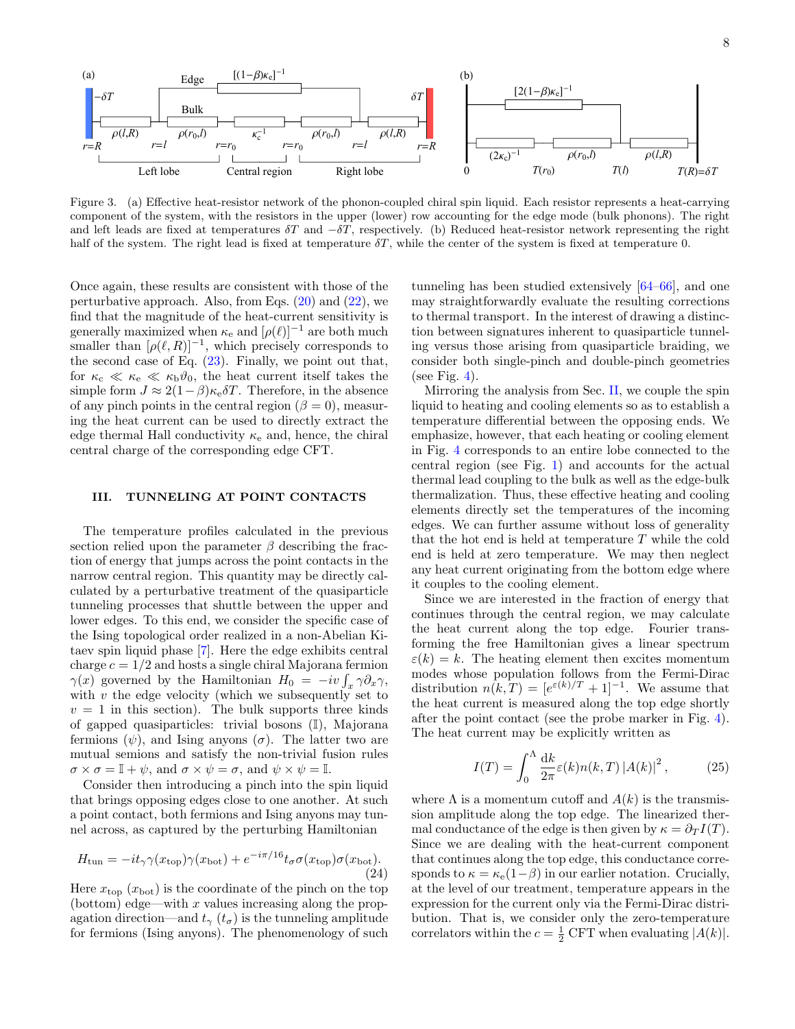Figure 3. (a) Effective heat-resistor network of the phonon-coupled chiral spin liquid. Each resistor represents a heat-carrying component of the system, with the resistors in the upper (lower) row accounting for the edge mode (bulk phonons). The right and left leads are fixed at temperatures $\delta T$ and $-\delta T$, respectively. (b) Reduced heat-resistor network representing the right half of the system. The right lead is fixed at temperature $\delta T$, while the center of the system is fixed at temperature 0.

Once again, these results are consistent with those of the perturbative approach. Also, from Eqs. (20) and (22), we find that the magnitude of the heat-current sensitivity is generally maximized when $\kappa_e$ and $[\rho(\ell)]^{-1}$ are both much smaller than $[\rho(\ell, R)]^{-1}$, which precisely corresponds to the second case of Eq. (23). Finally, we point out that, for $\kappa_c \ll \kappa_e \ll \kappa_b \vartheta_0$, the heat current itself takes the simple form $J \approx 2(1-\beta)\kappa_e \delta T$. Therefore, in the absence of any pinch points in the central region ($\beta = 0$), measuring the heat current can be used to directly extract the edge thermal Hall conductivity $\kappa_e$ and, hence, the chiral central charge of the corresponding edge CFT.

## III. TUNNELING AT POINT CONTACTS

The temperature profiles calculated in the previous section relied upon the parameter $\beta$ describing the fraction of energy that jumps across the point contacts in the narrow central region. This quantity may be directly calculated by a perturbative treatment of the quasiparticle tunneling processes that shuttle between the upper and lower edges. To this end, we consider the specific case of the Ising topological order realized in a non-Abelian Kitaev spin liquid phase [7]. Here the edge exhibits central charge $c = 1/2$ and hosts a single chiral Majorana fermion $\gamma(x)$ governed by the Hamiltonian $H_0 = -iv \int_x \gamma \partial_x \gamma$, with $v$ the edge velocity (which we subsequently set to $v = 1$ in this section). The bulk supports three kinds of gapped quasiparticles: trivial bosons ($\mathbb{I}$), Majorana fermions ($\psi$), and Ising anyons ($\sigma$). The latter two are mutual semions and satisfy the non-trivial fusion rules $\sigma \times \sigma = \mathbb{I} + \psi$, $\sigma \times \psi = \sigma$, and $\psi \times \psi = \mathbb{I}$.

Consider then introducing a pinch into the spin liquid that brings opposing edges close to one another. At such a point contact, both fermions and Ising anyons may tunnel across, as captured by the perturbing Hamiltonian

$$H_{\text{tun}} = -it_\gamma \gamma(x_{\text{top}})\gamma(x_{\text{bot}}) + e^{-i\pi/16} t_\sigma \sigma(x_{\text{top}})\sigma(x_{\text{bot}}). \tag{24}$$

Here $x_{\text{top}}$ ($x_{\text{bot}}$) is the coordinate of the pinch on the top (bottom) edge—with $x$ values increasing along the propagation direction—and $t_\gamma$ ($t_\sigma$) is the tunneling amplitude for fermions (Ising anyons). The phenomenology of such tunneling has been studied extensively [64–66], and one may straightforwardly evaluate the resulting corrections to thermal transport. In the interest of drawing a distinction between signatures inherent to quasiparticle tunneling versus those arising from quasiparticle braiding, we consider both single-pinch and double-pinch geometries (see Fig. 4).

Mirroring the analysis from Sec. II, we couple the spin liquid to heating and cooling elements so as to establish a temperature differential between the opposing ends. We emphasize, however, that each heating or cooling element in Fig. 4 corresponds to an entire lobe connected to the central region (see Fig. 1) and accounts for the actual thermal lead coupling to the bulk as well as the edge-bulk thermalization. Thus, these effective heating and cooling elements directly set the temperatures of the incoming edges. We can further assume without loss of generality that the hot end is held at temperature $T$ while the cold end is held at zero temperature. We may then neglect any heat current originating from the bottom edge where it couples to the cooling element.

Since we are interested in the fraction of energy that continues through the central region, we may calculate the heat current along the top edge. Fourier transforming the free Hamiltonian gives a linear spectrum $\varepsilon(k) = k$. The heating element then excites momentum modes whose population follows from the Fermi-Dirac distribution $n(k, T) = [e^{\varepsilon(k)/T} + 1]^{-1}$. We assume that the heat current is measured along the top edge shortly after the point contact (see the probe marker in Fig. 4). The heat current may be explicitly written as

$$I(T) = \int_0^\Lambda \frac{dk}{2\pi} \varepsilon(k) n(k, T) \left|A(k)\right|^2, \tag{25}$$

where $\Lambda$ is a momentum cutoff and $A(k)$ is the transmission amplitude along the top edge. The linearized thermal conductance of the edge is then given by $\kappa = \partial_T I(T)$. Since we are dealing with the heat-current component that continues along the top edge, this conductance corresponds to $\kappa = \kappa_e(1-\beta)$ in our earlier notation. Crucially, at the level of our treatment, temperature appears in the expression for the current only via the Fermi-Dirac distribution. That is, we consider only the zero-temperature correlators within the $c = \frac{1}{2}$ CFT when evaluating $|A(k)|$.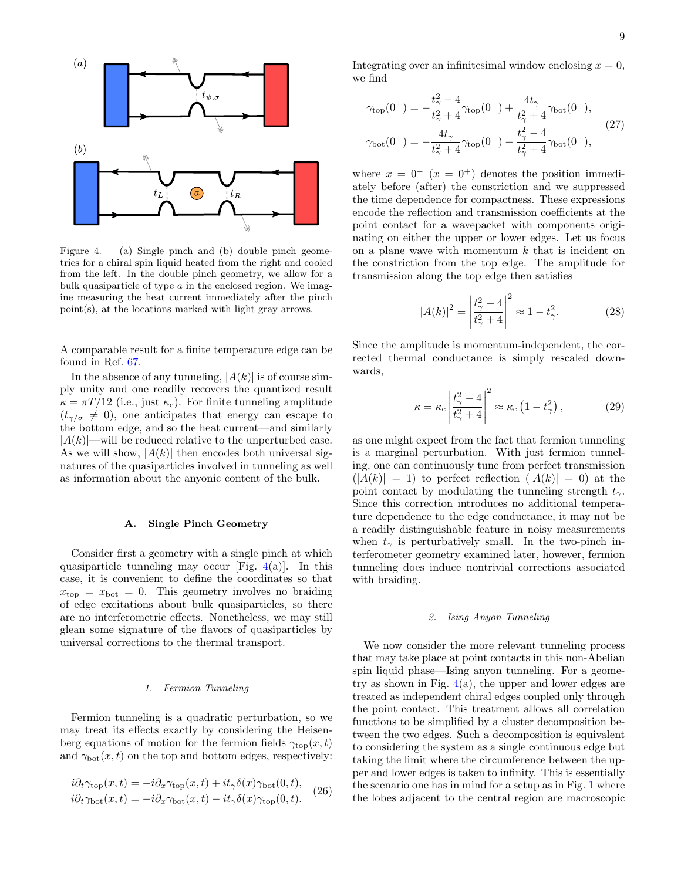Figure 4. (a) Single pinch and (b) double pinch geometries for a chiral spin liquid heated from the right and cooled from the left. In the double pinch geometry, we allow for a bulk quasiparticle of type $a$ in the enclosed region. We imagine measuring the heat current immediately after the pinch point(s), at the locations marked with light gray arrows.

A comparable result for a finite temperature edge can be found in Ref. 67.

In the absence of any tunneling, $|A(k)|$ is of course simply unity and one readily recovers the quantized result $\kappa = \pi T/12$ (i.e., just $\kappa_e$). For finite tunneling amplitude ($t_{\gamma/\sigma} \neq 0$), one anticipates that energy can escape to the bottom edge, and so the heat current—and similarly $|A(k)|$—will be reduced relative to the unperturbed case. As we will show, $|A(k)|$ then encodes both universal signatures of the quasiparticles involved in tunneling as well as information about the anyonic content of the bulk.

### A. Single Pinch Geometry

Consider first a geometry with a single pinch at which quasiparticle tunneling may occur [Fig. 4(a)]. In this case, it is convenient to define the coordinates so that $x_{\text{top}} = x_{\text{bot}} = 0$. This geometry involves no braiding of edge excitations about bulk quasiparticles, so there are no interferometric effects. Nonetheless, we may still glean some signature of the flavors of quasiparticles by universal corrections to the thermal transport.

#### 1. Fermion Tunneling

Fermion tunneling is a quadratic perturbation, so we may treat its effects exactly by considering the Heisenberg equations of motion for the fermion fields $\gamma_{\text{top}}(x,t)$ and $\gamma_{\text{bot}}(x,t)$ on the top and bottom edges, respectively:

$$
\begin{aligned}
i\partial_t \gamma_{\text{top}}(x,t) &= -i\partial_x \gamma_{\text{top}}(x,t) + it_\gamma \delta(x)\gamma_{\text{bot}}(0,t), \\
i\partial_t \gamma_{\text{bot}}(x,t) &= -i\partial_x \gamma_{\text{bot}}(x,t) - it_\gamma \delta(x)\gamma_{\text{top}}(0,t).
\end{aligned}
\tag{26}
$$

Integrating over an infinitesimal window enclosing $x = 0$, we find

$$
\begin{aligned}
\gamma_{\text{top}}(0^+) &= -\frac{t_\gamma^2 - 4}{t_\gamma^2 + 4}\gamma_{\text{top}}(0^-) + \frac{4t_\gamma}{t_\gamma^2 + 4}\gamma_{\text{bot}}(0^-), \\
\gamma_{\text{bot}}(0^+) &= -\frac{4t_\gamma}{t_\gamma^2 + 4}\gamma_{\text{top}}(0^-) - \frac{t_\gamma^2 - 4}{t_\gamma^2 + 4}\gamma_{\text{bot}}(0^-),
\end{aligned}
\tag{27}
$$

where $x = 0^-$ ($x = 0^+$) denotes the position immediately before (after) the constriction and we suppressed the time dependence for compactness. These expressions encode the reflection and transmission coefficients at the point contact for a wavepacket with components originating on either the upper or lower edges. Let us focus on a plane wave with momentum $k$ that is incident on the constriction from the top edge. The amplitude for transmission along the top edge then satisfies

$$
|A(k)|^2 = \left|\frac{t_\gamma^2 - 4}{t_\gamma^2 + 4}\right|^2 \approx 1 - t_\gamma^2. \tag{28}
$$

Since the amplitude is momentum-independent, the corrected thermal conductance is simply rescaled downwards,

$$
\kappa = \kappa_e \left|\frac{t_\gamma^2 - 4}{t_\gamma^2 + 4}\right|^2 \approx \kappa_e \left(1 - t_\gamma^2\right), \tag{29}
$$

as one might expect from the fact that fermion tunneling is a marginal perturbation. With just fermion tunneling, one can continuously tune from perfect transmission ($|A(k)| = 1$) to perfect reflection ($|A(k)| = 0$) at the point contact by modulating the tunneling strength $t_\gamma$. Since this correction introduces no additional temperature dependence to the edge conductance, it may not be a readily distinguishable feature in noisy measurements when $t_\gamma$ is perturbatively small. In the two-pinch interferometer geometry examined later, however, fermion tunneling does induce nontrivial corrections associated with braiding.

#### 2. Ising Anyon Tunneling

We now consider the more relevant tunneling process that may take place at point contacts in this non-Abelian spin liquid phase—Ising anyon tunneling. For a geometry as shown in Fig. 4(a), the upper and lower edges are treated as independent chiral edges coupled only through the point contact. This treatment allows all correlation functions to be simplified by a cluster decomposition between the two edges. Such a decomposition is equivalent to considering the system as a single continuous edge but taking the limit where the circumference between the upper and lower edges is taken to infinity. This is essentially the scenario one has in mind for a setup as in Fig. 1 where the lobes adjacent to the central region are macroscopic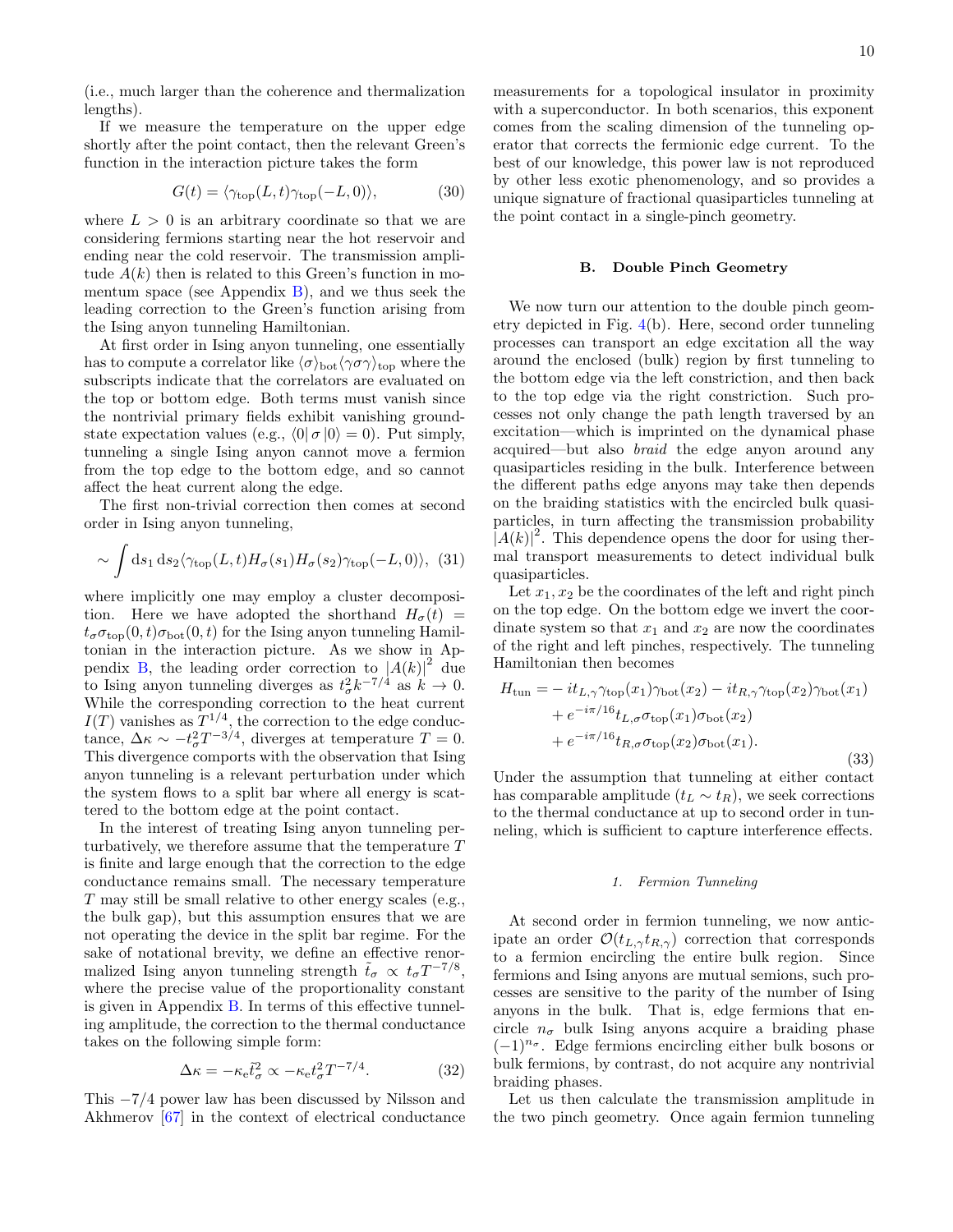(i.e., much larger than the coherence and thermalization lengths).

If we measure the temperature on the upper edge shortly after the point contact, then the relevant Green's function in the interaction picture takes the form

$$G(t) = \langle \gamma_{\rm top}(L,t)\gamma_{\rm top}(-L,0)\rangle, \tag{30}$$

where $L > 0$ is an arbitrary coordinate so that we are considering fermions starting near the hot reservoir and ending near the cold reservoir. The transmission amplitude $A(k)$ then is related to this Green's function in momentum space (see Appendix B), and we thus seek the leading correction to the Green's function arising from the Ising anyon tunneling Hamiltonian.

At first order in Ising anyon tunneling, one essentially has to compute a correlator like $\langle\sigma\rangle_{\rm bot}\langle\gamma\sigma\gamma\rangle_{\rm top}$ where the subscripts indicate that the correlators are evaluated on the top or bottom edge. Both terms must vanish since the nontrivial primary fields exhibit vanishing ground-state expectation values (e.g., $\langle 0|\,\sigma\,|0\rangle = 0$). Put simply, tunneling a single Ising anyon cannot move a fermion from the top edge to the bottom edge, and so cannot affect the heat current along the edge.

The first non-trivial correction then comes at second order in Ising anyon tunneling,

$$\sim \int {\rm d}s_1\,{\rm d}s_2 \langle\gamma_{\rm top}(L,t)H_\sigma(s_1)H_\sigma(s_2)\gamma_{\rm top}(-L,0)\rangle, \tag{31}$$

where implicitly one may employ a cluster decomposition. Here we have adopted the shorthand $H_\sigma(t) = t_\sigma\sigma_{\rm top}(0,t)\sigma_{\rm bot}(0,t)$ for the Ising anyon tunneling Hamiltonian in the interaction picture. As we show in Appendix B, the leading order correction to $|A(k)|^2$ due to Ising anyon tunneling diverges as $t_\sigma^2 k^{-7/4}$ as $k \to 0$. While the corresponding correction to the heat current $I(T)$ vanishes as $T^{1/4}$, the correction to the edge conductance, $\Delta\kappa \sim -t_\sigma^2 T^{-3/4}$, diverges at temperature $T = 0$. This divergence comports with the observation that Ising anyon tunneling is a relevant perturbation under which the system flows to a split bar where all energy is scattered to the bottom edge at the point contact.

In the interest of treating Ising anyon tunneling perturbatively, we therefore assume that the temperature $T$ is finite and large enough that the correction to the edge conductance remains small. The necessary temperature $T$ may still be small relative to other energy scales (e.g., the bulk gap), but this assumption ensures that we are not operating the device in the split bar regime. For the sake of notational brevity, we define an effective renormalized Ising anyon tunneling strength $\tilde{t}_\sigma \propto t_\sigma T^{-7/8}$, where the precise value of the proportionality constant is given in Appendix B. In terms of this effective tunneling amplitude, the correction to the thermal conductance takes on the following simple form:

$$\Delta\kappa = -\kappa_{\rm e}\tilde{t}_\sigma^2 \propto -\kappa_{\rm e} t_\sigma^2 T^{-7/4}. \tag{32}$$

This $-7/4$ power law has been discussed by Nilsson and Akhmerov [67] in the context of electrical conductance measurements for a topological insulator in proximity with a superconductor. In both scenarios, this exponent comes from the scaling dimension of the tunneling operator that corrects the fermionic edge current. To the best of our knowledge, this power law is not reproduced by other less exotic phenomenology, and so provides a unique signature of fractional quasiparticles tunneling at the point contact in a single-pinch geometry.

### B. Double Pinch Geometry

We now turn our attention to the double pinch geometry depicted in Fig. 4(b). Here, second order tunneling processes can transport an edge excitation all the way around the enclosed (bulk) region by first tunneling to the bottom edge via the left constriction, and then back to the top edge via the right constriction. Such processes not only change the path length traversed by an excitation—which is imprinted on the dynamical phase acquired—but also *braid* the edge anyon around any quasiparticles residing in the bulk. Interference between the different paths edge anyons may take then depends on the braiding statistics with the encircled bulk quasiparticles, in turn affecting the transmission probability $|A(k)|^2$. This dependence opens the door for using thermal transport measurements to detect individual bulk quasiparticles.

Let $x_1, x_2$ be the coordinates of the left and right pinch on the top edge. On the bottom edge we invert the coordinate system so that $x_1$ and $x_2$ are now the coordinates of the right and left pinches, respectively. The tunneling Hamiltonian then becomes

$$\begin{aligned} H_{\rm tun} = &- it_{L,\gamma}\gamma_{\rm top}(x_1)\gamma_{\rm bot}(x_2) - it_{R,\gamma}\gamma_{\rm top}(x_2)\gamma_{\rm bot}(x_1) \\ &+ e^{-i\pi/16}t_{L,\sigma}\sigma_{\rm top}(x_1)\sigma_{\rm bot}(x_2) \\ &+ e^{-i\pi/16}t_{R,\sigma}\sigma_{\rm top}(x_2)\sigma_{\rm bot}(x_1). \end{aligned} \tag{33}$$

Under the assumption that tunneling at either contact has comparable amplitude ($t_L \sim t_R$), we seek corrections to the thermal conductance at up to second order in tunneling, which is sufficient to capture interference effects.

#### *1. Fermion Tunneling*

At second order in fermion tunneling, we now anticipate an order $\mathcal{O}(t_{L,\gamma}t_{R,\gamma})$ correction that corresponds to a fermion encircling the entire bulk region. Since fermions and Ising anyons are mutual semions, such processes are sensitive to the parity of the number of Ising anyons in the bulk. That is, edge fermions that encircle $n_\sigma$ bulk Ising anyons acquire a braiding phase $(-1)^{n_\sigma}$. Edge fermions encircling either bulk bosons or bulk fermions, by contrast, do not acquire any nontrivial braiding phases.

Let us then calculate the transmission amplitude in the two pinch geometry. Once again fermion tunneling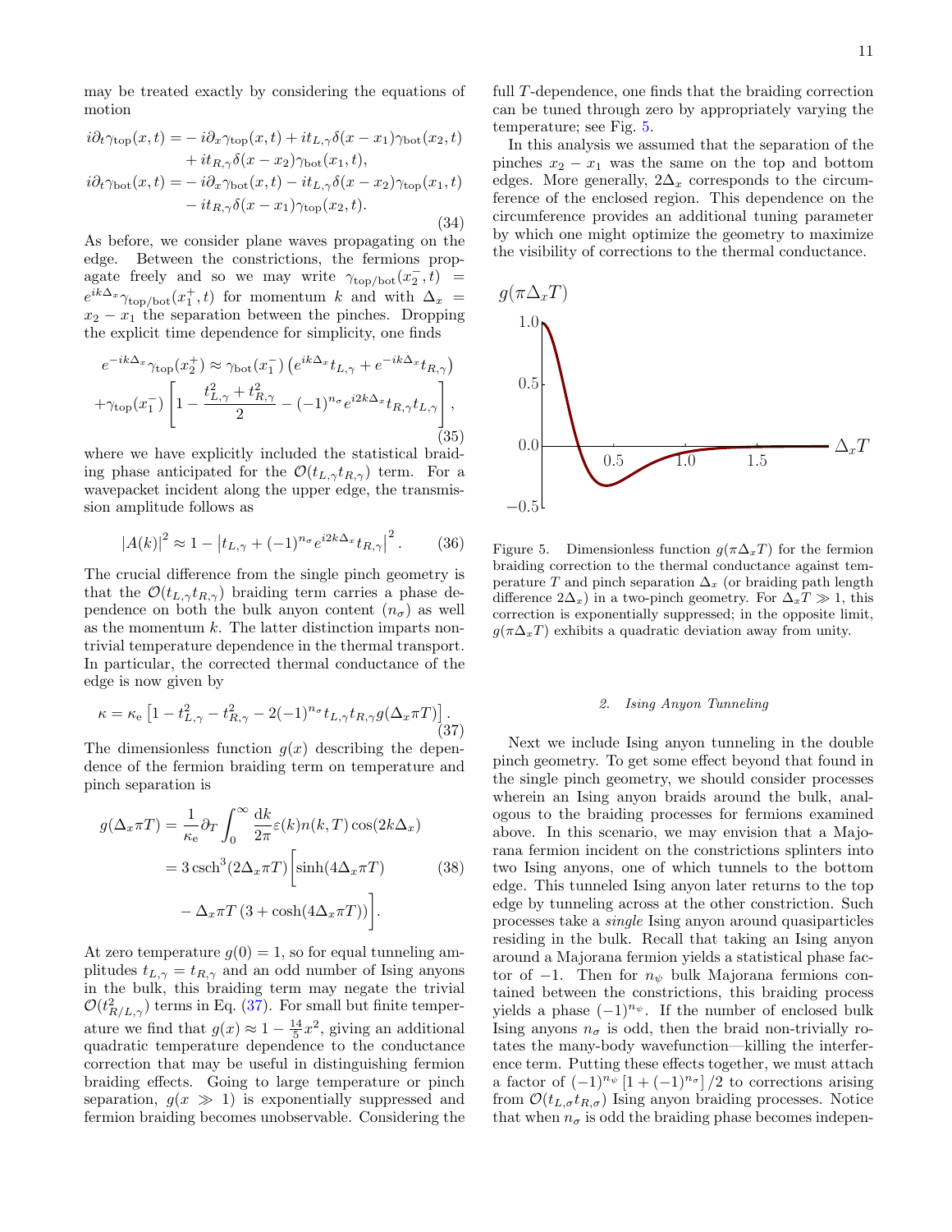may be treated exactly by considering the equations of motion

$$
\begin{aligned}
i\partial_t \gamma_{\rm top}(x,t) =& -i\partial_x \gamma_{\rm top}(x,t) + it_{L,\gamma}\delta(x-x_1)\gamma_{\rm bot}(x_2,t) \\
&+ it_{R,\gamma}\delta(x-x_2)\gamma_{\rm bot}(x_1,t), \\
i\partial_t \gamma_{\rm bot}(x,t) =& -i\partial_x \gamma_{\rm bot}(x,t) - it_{L,\gamma}\delta(x-x_2)\gamma_{\rm top}(x_1,t) \\
&- it_{R,\gamma}\delta(x-x_1)\gamma_{\rm top}(x_2,t).
\end{aligned} \tag{34}
$$

As before, we consider plane waves propagating on the edge. Between the constrictions, the fermions propagate freely and so we may write $\gamma_{\rm top/bot}(x_2^-,t) = e^{ik\Delta_x}\gamma_{\rm top/bot}(x_1^+,t)$ for momentum $k$ and with $\Delta_x = x_2 - x_1$ the separation between the pinches. Dropping the explicit time dependence for simplicity, one finds

$$
\begin{aligned}
e^{-ik\Delta_x}\gamma_{\rm top}(x_2^+) &\approx \gamma_{\rm bot}(x_1^-)\left(e^{ik\Delta_x}t_{L,\gamma} + e^{-ik\Delta_x}t_{R,\gamma}\right) \\
+\gamma_{\rm top}(x_1^-)&\left[1 - \frac{t_{L,\gamma}^2 + t_{R,\gamma}^2}{2} - (-1)^{n_\sigma}e^{i2k\Delta_x}t_{R,\gamma}t_{L,\gamma}\right],
\end{aligned} \tag{35}
$$

where we have explicitly included the statistical braiding phase anticipated for the $\mathcal{O}(t_{L,\gamma}t_{R,\gamma})$ term. For a wavepacket incident along the upper edge, the transmission amplitude follows as

$$
|A(k)|^2 \approx 1 - \left|t_{L,\gamma} + (-1)^{n_\sigma}e^{i2k\Delta_x}t_{R,\gamma}\right|^2. \tag{36}
$$

The crucial difference from the single pinch geometry is that the $\mathcal{O}(t_{L,\gamma}t_{R,\gamma})$ braiding term carries a phase dependence on both the bulk anyon content ($n_\sigma$) as well as the momentum $k$. The latter distinction imparts nontrivial temperature dependence in the thermal transport. In particular, the corrected thermal conductance of the edge is now given by

$$
\kappa = \kappa_{\rm e}\left[1 - t_{L,\gamma}^2 - t_{R,\gamma}^2 - 2(-1)^{n_\sigma}t_{L,\gamma}t_{R,\gamma}g(\Delta_x\pi T)\right]. \tag{37}
$$

The dimensionless function $g(x)$ describing the dependence of the fermion braiding term on temperature and pinch separation is

$$
\begin{aligned}
g(\Delta_x\pi T) &= \frac{1}{\kappa_{\rm e}}\partial_T\int_0^\infty \frac{{\rm d}k}{2\pi}\varepsilon(k)n(k,T)\cos(2k\Delta_x) \\
&= 3\,{\rm csch}^3(2\Delta_x\pi T)\Big[\sinh(4\Delta_x\pi T) \\
&\quad - \Delta_x\pi T\left(3 + \cosh(4\Delta_x\pi T)\right)\Big].
\end{aligned} \tag{38}
$$

At zero temperature $g(0) = 1$, so for equal tunneling amplitudes $t_{L,\gamma} = t_{R,\gamma}$ and an odd number of Ising anyons in the bulk, this braiding term may negate the trivial $\mathcal{O}(t_{R/L,\gamma}^2)$ terms in Eq. (37). For small but finite temperature we find that $g(x) \approx 1 - \frac{14}{5}x^2$, giving an additional quadratic temperature dependence to the conductance correction that may be useful in distinguishing fermion braiding effects. Going to large temperature or pinch separation, $g(x \gg 1)$ is exponentially suppressed and fermion braiding becomes unobservable. Considering the full $T$-dependence, one finds that the braiding correction can be tuned through zero by appropriately varying the temperature; see Fig. 5.

In this analysis we assumed that the separation of the pinches $x_2 - x_1$ was the same on the top and bottom edges. More generally, $2\Delta_x$ corresponds to the circumference of the enclosed region. This dependence on the circumference provides an additional tuning parameter by which one might optimize the geometry to maximize the visibility of corrections to the thermal conductance.

Figure 5. Dimensionless function $g(\pi\Delta_x T)$ for the fermion braiding correction to the thermal conductance against temperature $T$ and pinch separation $\Delta_x$ (or braiding path length difference $2\Delta_x$) in a two-pinch geometry. For $\Delta_x T \gg 1$, this correction is exponentially suppressed; in the opposite limit, $g(\pi\Delta_x T)$ exhibits a quadratic deviation away from unity.

#### 2. Ising Anyon Tunneling

Next we include Ising anyon tunneling in the double pinch geometry. To get some effect beyond that found in the single pinch geometry, we should consider processes wherein an Ising anyon braids around the bulk, analogous to the braiding processes for fermions examined above. In this scenario, we may envision that a Majorana fermion incident on the constrictions splinters into two Ising anyons, one of which tunnels to the bottom edge. This tunneled Ising anyon later returns to the top edge by tunneling across at the other constriction. Such processes take a *single* Ising anyon around quasiparticles residing in the bulk. Recall that taking an Ising anyon around a Majorana fermion yields a statistical phase factor of $-1$. Then for $n_\psi$ bulk Majorana fermions contained between the constrictions, this braiding process yields a phase $(-1)^{n_\psi}$. If the number of enclosed bulk Ising anyons $n_\sigma$ is odd, then the braid non-trivially rotates the many-body wavefunction—killing the interference term. Putting these effects together, we must attach a factor of $(-1)^{n_\psi}\left[1 + (-1)^{n_\sigma}\right]/2$ to corrections arising from $\mathcal{O}(t_{L,\sigma}t_{R,\sigma})$ Ising anyon braiding processes. Notice that when $n_\sigma$ is odd the braiding phase becomes indepen-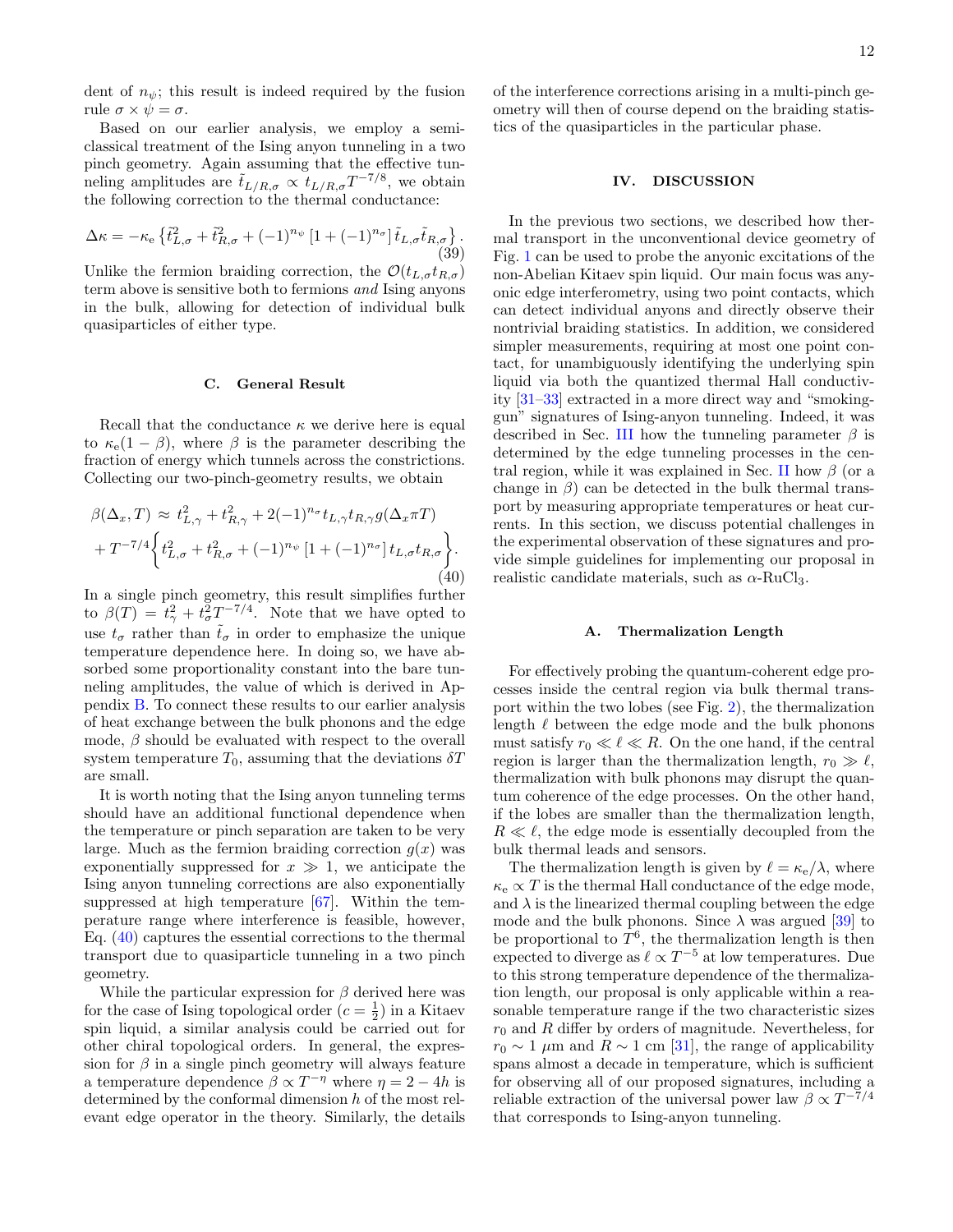dent of $n_\psi$; this result is indeed required by the fusion rule $\sigma \times \psi = \sigma$.

Based on our earlier analysis, we employ a semi-classical treatment of the Ising anyon tunneling in a two pinch geometry. Again assuming that the effective tunneling amplitudes are $\tilde{t}_{L/R,\sigma} \propto t_{L/R,\sigma} T^{-7/8}$, we obtain the following correction to the thermal conductance:

$$\Delta\kappa = -\kappa_{\mathrm{e}} \left\{ \tilde{t}_{L,\sigma}^2 + \tilde{t}_{R,\sigma}^2 + (-1)^{n_\psi} \left[1 + (-1)^{n_\sigma}\right] \tilde{t}_{L,\sigma} \tilde{t}_{R,\sigma} \right\}. \tag{39}$$

Unlike the fermion braiding correction, the $\mathcal{O}(t_{L,\sigma} t_{R,\sigma})$ term above is sensitive both to fermions *and* Ising anyons in the bulk, allowing for detection of individual bulk quasiparticles of either type.

### C. General Result

Recall that the conductance $\kappa$ we derive here is equal to $\kappa_{\mathrm{e}}(1-\beta)$, where $\beta$ is the parameter describing the fraction of energy which tunnels across the constrictions. Collecting our two-pinch-geometry results, we obtain

$$\begin{aligned} \beta(\Delta_x, T) \approx\ & t_{L,\gamma}^2 + t_{R,\gamma}^2 + 2(-1)^{n_\sigma} t_{L,\gamma} t_{R,\gamma} g(\Delta_x \pi T) \\ &+ T^{-7/4} \left\{ t_{L,\sigma}^2 + t_{R,\sigma}^2 + (-1)^{n_\psi} \left[1 + (-1)^{n_\sigma}\right] t_{L,\sigma} t_{R,\sigma} \right\}. \end{aligned} \tag{40}$$

In a single pinch geometry, this result simplifies further to $\beta(T) = t_\gamma^2 + t_\sigma^2 T^{-7/4}$. Note that we have opted to use $t_\sigma$ rather than $\tilde{t}_\sigma$ in order to emphasize the unique temperature dependence here. In doing so, we have absorbed some proportionality constant into the bare tunneling amplitudes, the value of which is derived in Appendix B. To connect these results to our earlier analysis of heat exchange between the bulk phonons and the edge mode, $\beta$ should be evaluated with respect to the overall system temperature $T_0$, assuming that the deviations $\delta T$ are small.

It is worth noting that the Ising anyon tunneling terms should have an additional functional dependence when the temperature or pinch separation are taken to be very large. Much as the fermion braiding correction $g(x)$ was exponentially suppressed for $x \gg 1$, we anticipate the Ising anyon tunneling corrections are also exponentially suppressed at high temperature [67]. Within the temperature range where interference is feasible, however, Eq. (40) captures the essential corrections to the thermal transport due to quasiparticle tunneling in a two pinch geometry.

While the particular expression for $\beta$ derived here was for the case of Ising topological order ($c = \frac{1}{2}$) in a Kitaev spin liquid, a similar analysis could be carried out for other chiral topological orders. In general, the expression for $\beta$ in a single pinch geometry will always feature a temperature dependence $\beta \propto T^{-\eta}$ where $\eta = 2 - 4h$ is determined by the conformal dimension $h$ of the most relevant edge operator in the theory. Similarly, the details of the interference corrections arising in a multi-pinch geometry will then of course depend on the braiding statistics of the quasiparticles in the particular phase.

## IV. DISCUSSION

In the previous two sections, we described how thermal transport in the unconventional device geometry of Fig. 1 can be used to probe the anyonic excitations of the non-Abelian Kitaev spin liquid. Our main focus was anyonic edge interferometry, using two point contacts, which can detect individual anyons and directly observe their nontrivial braiding statistics. In addition, we considered simpler measurements, requiring at most one point contact, for unambiguously identifying the underlying spin liquid via both the quantized thermal Hall conductivity [31–33] extracted in a more direct way and "smoking-gun" signatures of Ising-anyon tunneling. Indeed, it was described in Sec. III how the tunneling parameter $\beta$ is determined by the edge tunneling processes in the central region, while it was explained in Sec. II how $\beta$ (or a change in $\beta$) can be detected in the bulk thermal transport by measuring appropriate temperatures or heat currents. In this section, we discuss potential challenges in the experimental observation of these signatures and provide simple guidelines for implementing our proposal in realistic candidate materials, such as $\alpha$-$\mathrm{RuCl}_3$.

### A. Thermalization Length

For effectively probing the quantum-coherent edge processes inside the central region via bulk thermal transport within the two lobes (see Fig. 2), the thermalization length $\ell$ between the edge mode and the bulk phonons must satisfy $r_0 \ll \ell \ll R$. On the one hand, if the central region is larger than the thermalization length, $r_0 \gg \ell$, thermalization with bulk phonons may disrupt the quantum coherence of the edge processes. On the other hand, if the lobes are smaller than the thermalization length, $R \ll \ell$, the edge mode is essentially decoupled from the bulk thermal leads and sensors.

The thermalization length is given by $\ell = \kappa_{\mathrm{e}}/\lambda$, where $\kappa_{\mathrm{e}} \propto T$ is the thermal Hall conductance of the edge mode, and $\lambda$ is the linearized thermal coupling between the edge mode and the bulk phonons. Since $\lambda$ was argued [39] to be proportional to $T^6$, the thermalization length is then expected to diverge as $\ell \propto T^{-5}$ at low temperatures. Due to this strong temperature dependence of the thermalization length, our proposal is only applicable within a reasonable temperature range if the two characteristic sizes $r_0$ and $R$ differ by orders of magnitude. Nevertheless, for $r_0 \sim 1\ \mu$m and $R \sim 1$ cm [31], the range of applicability spans almost a decade in temperature, which is sufficient for observing all of our proposed signatures, including a reliable extraction of the universal power law $\beta \propto T^{-7/4}$ that corresponds to Ising-anyon tunneling.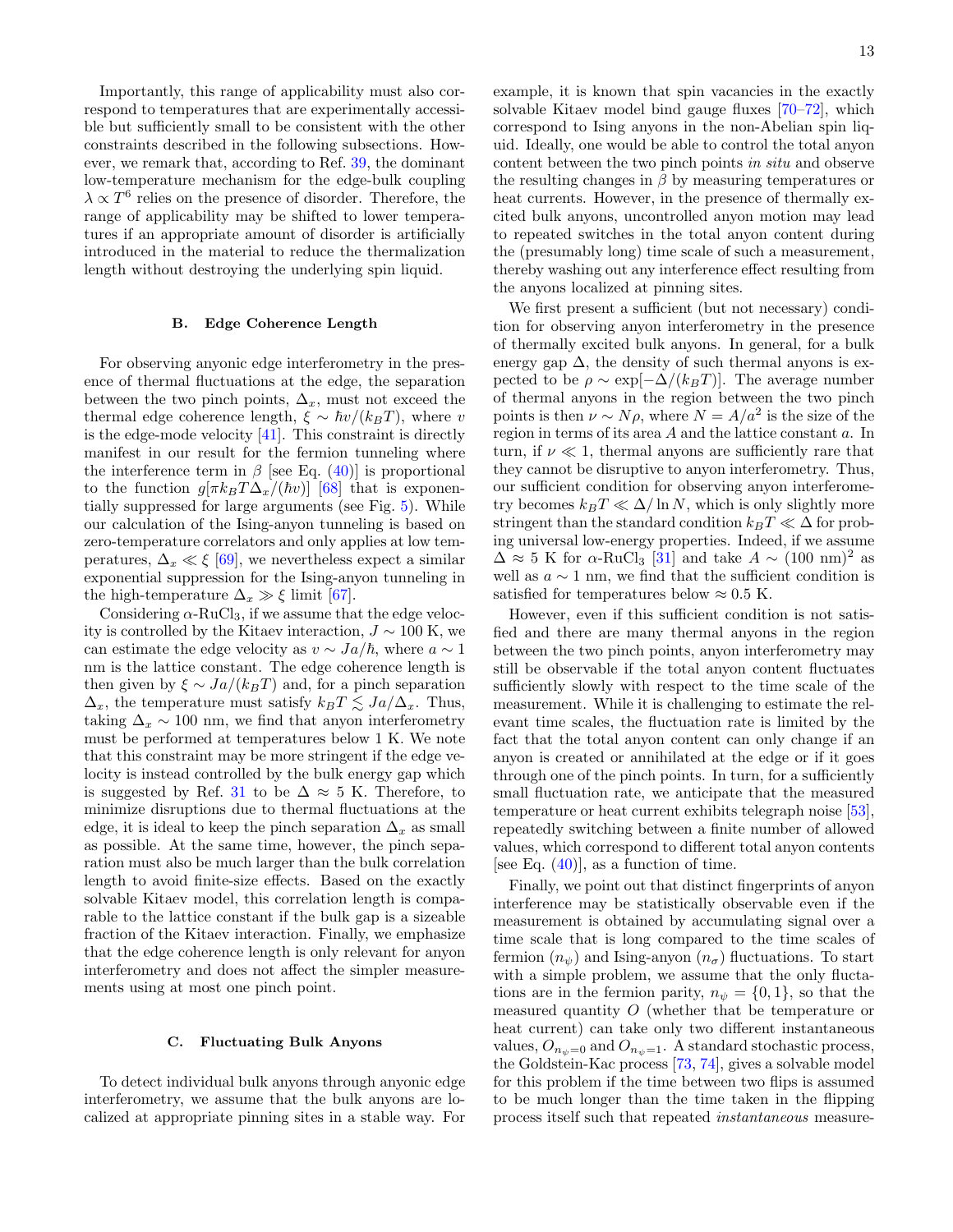Importantly, this range of applicability must also correspond to temperatures that are experimentally accessible but sufficiently small to be consistent with the other constraints described in the following subsections. However, we remark that, according to Ref. 39, the dominant low-temperature mechanism for the edge-bulk coupling $\lambda \propto T^6$ relies on the presence of disorder. Therefore, the range of applicability may be shifted to lower temperatures if an appropriate amount of disorder is artificially introduced in the material to reduce the thermalization length without destroying the underlying spin liquid.

### B. Edge Coherence Length

For observing anyonic edge interferometry in the presence of thermal fluctuations at the edge, the separation between the two pinch points, $\Delta_x$, must not exceed the thermal edge coherence length, $\xi \sim \hbar v/(k_B T)$, where $v$ is the edge-mode velocity [41]. This constraint is directly manifest in our result for the fermion tunneling where the interference term in $\beta$ [see Eq. (40)] is proportional to the function $g[\pi k_B T \Delta_x/(\hbar v)]$ [68] that is exponentially suppressed for large arguments (see Fig. 5). While our calculation of the Ising-anyon tunneling is based on zero-temperature correlators and only applies at low temperatures, $\Delta_x \ll \xi$ [69], we nevertheless expect a similar exponential suppression for the Ising-anyon tunneling in the high-temperature $\Delta_x \gg \xi$ limit [67].

Considering $\alpha$-$RuCl_3$, if we assume that the edge velocity is controlled by the Kitaev interaction, $J \sim 100$ K, we can estimate the edge velocity as $v \sim Ja/\hbar$, where $a \sim 1$ nm is the lattice constant. The edge coherence length is then given by $\xi \sim Ja/(k_B T)$ and, for a pinch separation $\Delta_x$, the temperature must satisfy $k_B T \lesssim Ja/\Delta_x$. Thus, taking $\Delta_x \sim 100$ nm, we find that anyon interferometry must be performed at temperatures below 1 K. We note that this constraint may be more stringent if the edge velocity is instead controlled by the bulk energy gap which is suggested by Ref. 31 to be $\Delta \approx 5$ K. Therefore, to minimize disruptions due to thermal fluctuations at the edge, it is ideal to keep the pinch separation $\Delta_x$ as small as possible. At the same time, however, the pinch separation must also be much larger than the bulk correlation length to avoid finite-size effects. Based on the exactly solvable Kitaev model, this correlation length is comparable to the lattice constant if the bulk gap is a sizeable fraction of the Kitaev interaction. Finally, we emphasize that the edge coherence length is only relevant for anyon interferometry and does not affect the simpler measurements using at most one pinch point.

### C. Fluctuating Bulk Anyons

To detect individual bulk anyons through anyonic edge interferometry, we assume that the bulk anyons are localized at appropriate pinning sites in a stable way. For example, it is known that spin vacancies in the exactly solvable Kitaev model bind gauge fluxes [70–72], which correspond to Ising anyons in the non-Abelian spin liquid. Ideally, one would be able to control the total anyon content between the two pinch points *in situ* and observe the resulting changes in $\beta$ by measuring temperatures or heat currents. However, in the presence of thermally excited bulk anyons, uncontrolled anyon motion may lead to repeated switches in the total anyon content during the (presumably long) time scale of such a measurement, thereby washing out any interference effect resulting from the anyons localized at pinning sites.

We first present a sufficient (but not necessary) condition for observing anyon interferometry in the presence of thermally excited bulk anyons. In general, for a bulk energy gap $\Delta$, the density of such thermal anyons is expected to be $\rho \sim \exp[-\Delta/(k_B T)]$. The average number of thermal anyons in the region between the two pinch points is then $\nu \sim N\rho$, where $N = A/a^2$ is the size of the region in terms of its area $A$ and the lattice constant $a$. In turn, if $\nu \ll 1$, thermal anyons are sufficiently rare that they cannot be disruptive to anyon interferometry. Thus, our sufficient condition for observing anyon interferometry becomes $k_B T \ll \Delta/\ln N$, which is only slightly more stringent than the standard condition $k_B T \ll \Delta$ for probing universal low-energy properties. Indeed, if we assume $\Delta \approx 5$ K for $\alpha$-$RuCl_3$ [31] and take $A \sim (100 \text{ nm})^2$ as well as $a \sim 1$ nm, we find that the sufficient condition is satisfied for temperatures below $\approx 0.5$ K.

However, even if this sufficient condition is not satisfied and there are many thermal anyons in the region between the two pinch points, anyon interferometry may still be observable if the total anyon content fluctuates sufficiently slowly with respect to the time scale of the measurement. While it is challenging to estimate the relevant time scales, the fluctuation rate is limited by the fact that the total anyon content can only change if an anyon is created or annihilated at the edge or if it goes through one of the pinch points. In turn, for a sufficiently small fluctuation rate, we anticipate that the measured temperature or heat current exhibits telegraph noise [53], repeatedly switching between a finite number of allowed values, which correspond to different total anyon contents [see Eq. (40)], as a function of time.

Finally, we point out that distinct fingerprints of anyon interference may be statistically observable even if the measurement is obtained by accumulating signal over a time scale that is long compared to the time scales of fermion ($n_\psi$) and Ising-anyon ($n_\sigma$) fluctuations. To start with a simple problem, we assume that the only fluctations are in the fermion parity, $n_\psi = \{0, 1\}$, so that the measured quantity $O$ (whether that be temperature or heat current) can take only two different instantaneous values, $O_{n_\psi=0}$ and $O_{n_\psi=1}$. A standard stochastic process, the Goldstein-Kac process [73, 74], gives a solvable model for this problem if the time between two flips is assumed to be much longer than the time taken in the flipping process itself such that repeated *instantaneous* measure-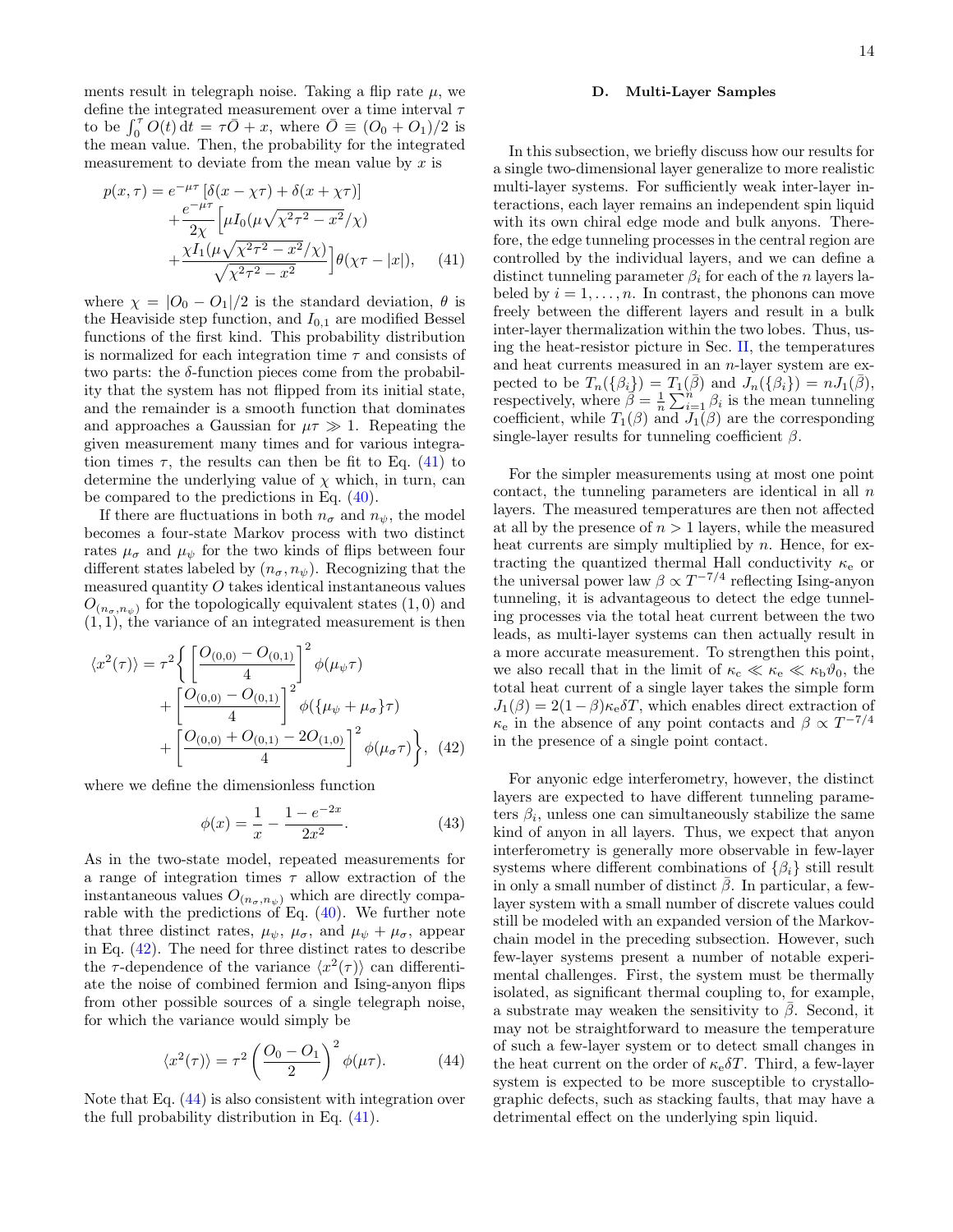ments result in telegraph noise. Taking a flip rate $\mu$, we define the integrated measurement over a time interval $\tau$ to be $\int_0^\tau O(t)\,\mathrm{d}t = \tau \bar{O} + x$, where $\bar{O} \equiv (O_0 + O_1)/2$ is the mean value. Then, the probability for the integrated measurement to deviate from the mean value by $x$ is

$$
\begin{aligned}
p(x,\tau) = {} & e^{-\mu\tau}\left[\delta(x-\chi\tau)+\delta(x+\chi\tau)\right] \\
& + \frac{e^{-\mu\tau}}{2\chi}\Big[\mu I_0(\mu\sqrt{\chi^2\tau^2-x^2}/\chi) \\
& + \frac{\chi I_1(\mu\sqrt{\chi^2\tau^2-x^2}/\chi)}{\sqrt{\chi^2\tau^2-x^2}}\Big]\theta(\chi\tau-|x|), \qquad (41)
\end{aligned}
$$

where $\chi = |O_0 - O_1|/2$ is the standard deviation, $\theta$ is the Heaviside step function, and $I_{0,1}$ are modified Bessel functions of the first kind. This probability distribution is normalized for each integration time $\tau$ and consists of two parts: the $\delta$-function pieces come from the probability that the system has not flipped from its initial state, and the remainder is a smooth function that dominates and approaches a Gaussian for $\mu\tau \gg 1$. Repeating the given measurement many times and for various integration times $\tau$, the results can then be fit to Eq. (41) to determine the underlying value of $\chi$ which, in turn, can be compared to the predictions in Eq. (40).

If there are fluctuations in both $n_\sigma$ and $n_\psi$, the model becomes a four-state Markov process with two distinct rates $\mu_\sigma$ and $\mu_\psi$ for the two kinds of flips between four different states labeled by $(n_\sigma, n_\psi)$. Recognizing that the measured quantity $O$ takes identical instantaneous values $O_{(n_\sigma,n_\psi)}$ for the topologically equivalent states $(1,0)$ and $(1,1)$, the variance of an integrated measurement is then

$$
\begin{aligned}
\langle x^2(\tau)\rangle = \tau^2 \Bigg\{ & \left[\frac{O_{(0,0)}-O_{(0,1)}}{4}\right]^2 \phi(\mu_\psi\tau) \\
& + \left[\frac{O_{(0,0)}-O_{(0,1)}}{4}\right]^2 \phi(\{\mu_\psi+\mu_\sigma\}\tau) \\
& + \left[\frac{O_{(0,0)}+O_{(0,1)}-2O_{(1,0)}}{4}\right]^2 \phi(\mu_\sigma\tau)\Bigg\}, \quad (42)
\end{aligned}
$$

where we define the dimensionless function

$$
\phi(x) = \frac{1}{x} - \frac{1-e^{-2x}}{2x^2}. \qquad (43)
$$

As in the two-state model, repeated measurements for a range of integration times $\tau$ allow extraction of the instantaneous values $O_{(n_\sigma,n_\psi)}$ which are directly comparable with the predictions of Eq. (40). We further note that three distinct rates, $\mu_\psi$, $\mu_\sigma$, and $\mu_\psi+\mu_\sigma$, appear in Eq. (42). The need for three distinct rates to describe the $\tau$-dependence of the variance $\langle x^2(\tau)\rangle$ can differentiate the noise of combined fermion and Ising-anyon flips from other possible sources of a single telegraph noise, for which the variance would simply be

$$
\langle x^2(\tau)\rangle = \tau^2 \left(\frac{O_0-O_1}{2}\right)^2 \phi(\mu\tau). \qquad (44)
$$

Note that Eq. (44) is also consistent with integration over the full probability distribution in Eq. (41).

### D. Multi-Layer Samples

In this subsection, we briefly discuss how our results for a single two-dimensional layer generalize to more realistic multi-layer systems. For sufficiently weak inter-layer interactions, each layer remains an independent spin liquid with its own chiral edge mode and bulk anyons. Therefore, the edge tunneling processes in the central region are controlled by the individual layers, and we can define a distinct tunneling parameter $\beta_i$ for each of the $n$ layers labeled by $i = 1,\ldots,n$. In contrast, the phonons can move freely between the different layers and result in a bulk inter-layer thermalization within the two lobes. Thus, using the heat-resistor picture in Sec. II, the temperatures and heat currents measured in an $n$-layer system are expected to be $T_n(\{\beta_i\}) = T_1(\bar{\beta})$ and $J_n(\{\beta_i\}) = nJ_1(\bar{\beta})$, respectively, where $\bar{\beta} = \frac{1}{n}\sum_{i=1}^n \beta_i$ is the mean tunneling coefficient, while $T_1(\beta)$ and $J_1(\beta)$ are the corresponding single-layer results for tunneling coefficient $\beta$.

For the simpler measurements using at most one point contact, the tunneling parameters are identical in all $n$ layers. The measured temperatures are then not affected at all by the presence of $n > 1$ layers, while the measured heat currents are simply multiplied by $n$. Hence, for extracting the quantized thermal Hall conductivity $\kappa_\mathrm{e}$ or the universal power law $\beta \propto T^{-7/4}$ reflecting Ising-anyon tunneling, it is advantageous to detect the edge tunneling processes via the total heat current between the two leads, as multi-layer systems can then actually result in a more accurate measurement. To strengthen this point, we also recall that in the limit of $\kappa_\mathrm{c} \ll \kappa_\mathrm{e} \ll \kappa_\mathrm{b}\vartheta_0$, the total heat current of a single layer takes the simple form $J_1(\beta) = 2(1-\beta)\kappa_\mathrm{e}\delta T$, which enables direct extraction of $\kappa_\mathrm{e}$ in the absence of any point contacts and $\beta \propto T^{-7/4}$ in the presence of a single point contact.

For anyonic edge interferometry, however, the distinct layers are expected to have different tunneling parameters $\beta_i$, unless one can simultaneously stabilize the same kind of anyon in all layers. Thus, we expect that anyon interferometry is generally more observable in few-layer systems where different combinations of $\{\beta_i\}$ still result in only a small number of distinct $\bar{\beta}$. In particular, a few-layer system with a small number of discrete values could still be modeled with an expanded version of the Markov-chain model in the preceding subsection. However, such few-layer systems present a number of notable experimental challenges. First, the system must be thermally isolated, as significant thermal coupling to, for example, a substrate may weaken the sensitivity to $\bar{\beta}$. Second, it may not be straightforward to measure the temperature of such a few-layer system or to detect small changes in the heat current on the order of $\kappa_\mathrm{e}\delta T$. Third, a few-layer system is expected to be more susceptible to crystallographic defects, such as stacking faults, that may have a detrimental effect on the underlying spin liquid.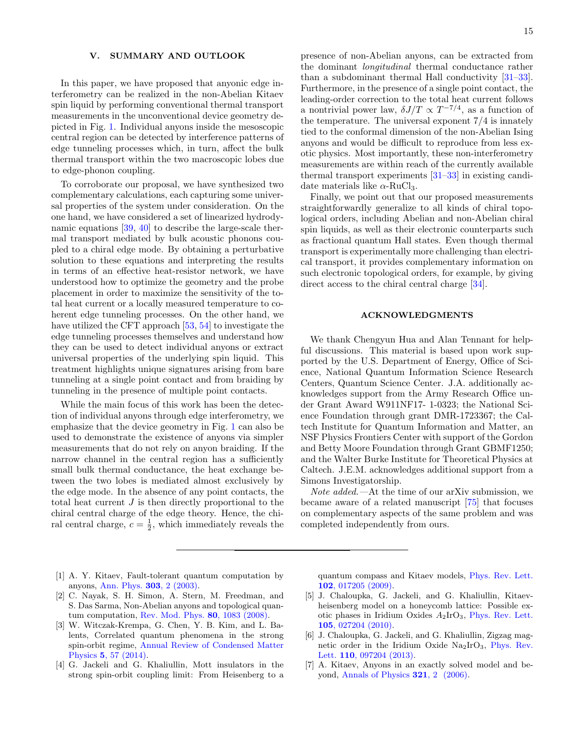## V. SUMMARY AND OUTLOOK

In this paper, we have proposed that anyonic edge interferometry can be realized in the non-Abelian Kitaev spin liquid by performing conventional thermal transport measurements in the unconventional device geometry depicted in Fig. 1. Individual anyons inside the mesoscopic central region can be detected by interference patterns of edge tunneling processes which, in turn, affect the bulk thermal transport within the two macroscopic lobes due to edge-phonon coupling.

To corroborate our proposal, we have synthesized two complementary calculations, each capturing some universal properties of the system under consideration. On the one hand, we have considered a set of linearized hydrodynamic equations [39, 40] to describe the large-scale thermal transport mediated by bulk acoustic phonons coupled to a chiral edge mode. By obtaining a perturbative solution to these equations and interpreting the results in terms of an effective heat-resistor network, we have understood how to optimize the geometry and the probe placement in order to maximize the sensitivity of the total heat current or a locally measured temperature to coherent edge tunneling processes. On the other hand, we have utilized the CFT approach [53, 54] to investigate the edge tunneling processes themselves and understand how they can be used to detect individual anyons or extract universal properties of the underlying spin liquid. This treatment highlights unique signatures arising from bare tunneling at a single point contact and from braiding by tunneling in the presence of multiple point contacts.

While the main focus of this work has been the detection of individual anyons through edge interferometry, we emphasize that the device geometry in Fig. 1 can also be used to demonstrate the existence of anyons via simpler measurements that do not rely on anyon braiding. If the narrow channel in the central region has a sufficiently small bulk thermal conductance, the heat exchange between the two lobes is mediated almost exclusively by the edge mode. In the absence of any point contacts, the total heat current $J$ is then directly proportional to the chiral central charge of the edge theory. Hence, the chiral central charge, $c = \frac{1}{2}$, which immediately reveals the presence of non-Abelian anyons, can be extracted from the dominant *longitudinal* thermal conductance rather than a subdominant thermal Hall conductivity [31–33]. Furthermore, in the presence of a single point contact, the leading-order correction to the total heat current follows a nontrivial power law, $\delta J/T \propto T^{-7/4}$, as a function of the temperature. The universal exponent $7/4$ is innately tied to the conformal dimension of the non-Abelian Ising anyons and would be difficult to reproduce from less exotic physics. Most importantly, these non-interferometry measurements are within reach of the currently available thermal transport experiments [31–33] in existing candidate materials like $\alpha$-$RuCl_3$.

Finally, we point out that our proposed measurements straightforwardly generalize to all kinds of chiral topological orders, including Abelian and non-Abelian chiral spin liquids, as well as their electronic counterparts such as fractional quantum Hall states. Even though thermal transport is experimentally more challenging than electrical transport, it provides complementary information on such electronic topological orders, for example, by giving direct access to the chiral central charge [34].

## ACKNOWLEDGMENTS

We thank Chengyun Hua and Alan Tennant for helpful discussions. This material is based upon work supported by the U.S. Department of Energy, Office of Science, National Quantum Information Science Research Centers, Quantum Science Center. J.A. additionally acknowledges support from the Army Research Office under Grant Award W911NF17- 1-0323; the National Science Foundation through grant DMR-1723367; the Caltech Institute for Quantum Information and Matter, an NSF Physics Frontiers Center with support of the Gordon and Betty Moore Foundation through Grant GBMF1250; and the Walter Burke Institute for Theoretical Physics at Caltech. J.E.M. acknowledges additional support from a Simons Investigatorship.

*Note added.*—At the time of our arXiv submission, we became aware of a related manuscript [75] that focuses on complementary aspects of the same problem and was completed independently from ours.

---

[1] A. Y. Kitaev, Fault-tolerant quantum computation by anyons, Ann. Phys. **303**, 2 (2003).

[2] C. Nayak, S. H. Simon, A. Stern, M. Freedman, and S. Das Sarma, Non-Abelian anyons and topological quantum computation, Rev. Mod. Phys. **80**, 1083 (2008).

[3] W. Witczak-Krempa, G. Chen, Y. B. Kim, and L. Balents, Correlated quantum phenomena in the strong spin-orbit regime, Annual Review of Condensed Matter Physics **5**, 57 (2014).

[4] G. Jackeli and G. Khaliullin, Mott insulators in the strong spin-orbit coupling limit: From Heisenberg to a quantum compass and Kitaev models, Phys. Rev. Lett. **102**, 017205 (2009).

[5] J. Chaloupka, G. Jackeli, and G. Khaliullin, Kitaev-heisenberg model on a honeycomb lattice: Possible exotic phases in Iridium Oxides $A_2IrO_3$, Phys. Rev. Lett. **105**, 027204 (2010).

[6] J. Chaloupka, G. Jackeli, and G. Khaliullin, Zigzag magnetic order in the Iridium Oxide $Na_2IrO_3$, Phys. Rev. Lett. **110**, 097204 (2013).

[7] A. Kitaev, Anyons in an exactly solved model and beyond, Annals of Physics **321**, 2 (2006).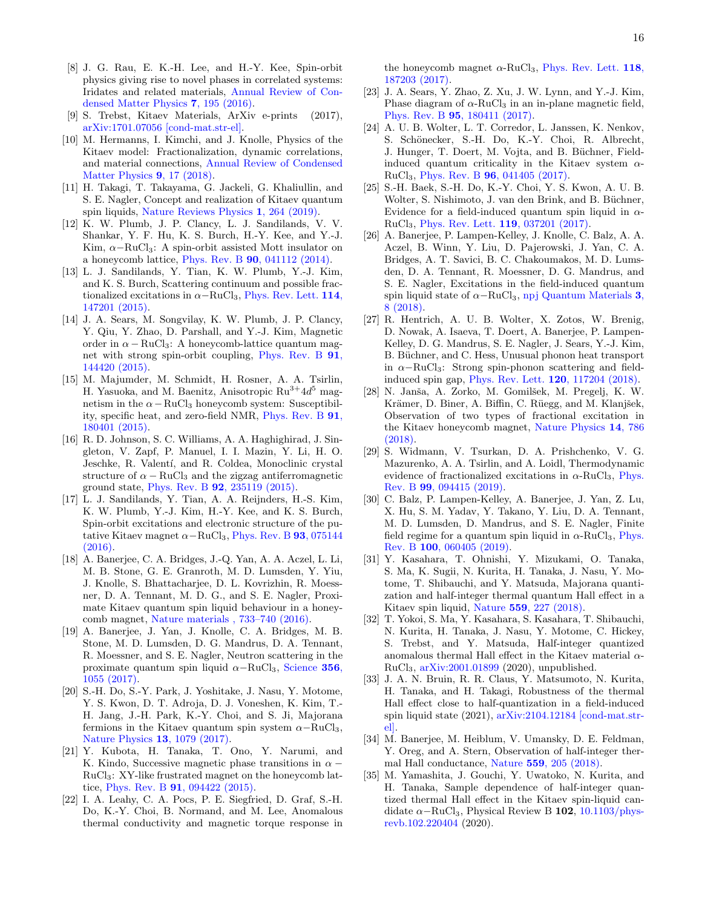[8] J. G. Rau, E. K.-H. Lee, and H.-Y. Kee, Spin-orbit physics giving rise to novel phases in correlated systems: Iridates and related materials, Annual Review of Condensed Matter Physics **7**, 195 (2016).

[9] S. Trebst, Kitaev Materials, ArXiv e-prints (2017), arXiv:1701.07056 [cond-mat.str-el].

[10] M. Hermanns, I. Kimchi, and J. Knolle, Physics of the Kitaev model: Fractionalization, dynamic correlations, and material connections, Annual Review of Condensed Matter Physics **9**, 17 (2018).

[11] H. Takagi, T. Takayama, G. Jackeli, G. Khaliullin, and S. E. Nagler, Concept and realization of Kitaev quantum spin liquids, Nature Reviews Physics **1**, 264 (2019).

[12] K. W. Plumb, J. P. Clancy, L. J. Sandilands, V. V. Shankar, Y. F. Hu, K. S. Burch, H.-Y. Kee, and Y.-J. Kim, $\alpha-\mathrm{RuCl_3}$: A spin-orbit assisted Mott insulator on a honeycomb lattice, Phys. Rev. B **90**, 041112 (2014).

[13] L. J. Sandilands, Y. Tian, K. W. Plumb, Y.-J. Kim, and K. S. Burch, Scattering continuum and possible fractionalized excitations in $\alpha-\mathrm{RuCl_3}$, Phys. Rev. Lett. **114**, 147201 (2015).

[14] J. A. Sears, M. Songvilay, K. W. Plumb, J. P. Clancy, Y. Qiu, Y. Zhao, D. Parshall, and Y.-J. Kim, Magnetic order in $\alpha-\mathrm{RuCl_3}$: A honeycomb-lattice quantum magnet with strong spin-orbit coupling, Phys. Rev. B **91**, 144420 (2015).

[15] M. Majumder, M. Schmidt, H. Rosner, A. A. Tsirlin, H. Yasuoka, and M. Baenitz, Anisotropic $\mathrm{Ru^{3+}}4d^5$ magnetism in the $\alpha-\mathrm{RuCl_3}$ honeycomb system: Susceptibility, specific heat, and zero-field NMR, Phys. Rev. B **91**, 180401 (2015).

[16] R. D. Johnson, S. C. Williams, A. A. Haghighirad, J. Singleton, V. Zapf, P. Manuel, I. I. Mazin, Y. Li, H. O. Jeschke, R. Valentí, and R. Coldea, Monoclinic crystal structure of $\alpha-\mathrm{RuCl_3}$ and the zigzag antiferromagnetic ground state, Phys. Rev. B **92**, 235119 (2015).

[17] L. J. Sandilands, Y. Tian, A. A. Reijnders, H.-S. Kim, K. W. Plumb, Y.-J. Kim, H.-Y. Kee, and K. S. Burch, Spin-orbit excitations and electronic structure of the putative Kitaev magnet $\alpha-\mathrm{RuCl_3}$, Phys. Rev. B **93**, 075144 (2016).

[18] A. Banerjee, C. A. Bridges, J.-Q. Yan, A. A. Aczel, L. Li, M. B. Stone, G. E. Granroth, M. D. Lumsden, Y. Yiu, J. Knolle, S. Bhattacharjee, D. L. Kovrizhin, R. Moessner, D. A. Tennant, M. D. G., and S. E. Nagler, Proximate Kitaev quantum spin liquid behaviour in a honeycomb magnet, Nature materials , 733–740 (2016).

[19] A. Banerjee, J. Yan, J. Knolle, C. A. Bridges, M. B. Stone, M. D. Lumsden, D. G. Mandrus, D. A. Tennant, R. Moessner, and S. E. Nagler, Neutron scattering in the proximate quantum spin liquid $\alpha-\mathrm{RuCl_3}$, Science **356**, 1055 (2017).

[20] S.-H. Do, S.-Y. Park, J. Yoshitake, J. Nasu, Y. Motome, Y. S. Kwon, D. T. Adroja, D. J. Voneshen, K. Kim, T.-H. Jang, J.-H. Park, K.-Y. Choi, and S. Ji, Majorana fermions in the Kitaev quantum spin system $\alpha-\mathrm{RuCl_3}$, Nature Physics **13**, 1079 (2017).

[21] Y. Kubota, H. Tanaka, T. Ono, Y. Narumi, and K. Kindo, Successive magnetic phase transitions in $\alpha-\mathrm{RuCl_3}$: XY-like frustrated magnet on the honeycomb lattice, Phys. Rev. B **91**, 094422 (2015).

[22] I. A. Leahy, C. A. Pocs, P. E. Siegfried, D. Graf, S.-H. Do, K.-Y. Choi, B. Normand, and M. Lee, Anomalous thermal conductivity and magnetic torque response in the honeycomb magnet $\alpha$-$\mathrm{RuCl_3}$, Phys. Rev. Lett. **118**, 187203 (2017).

[23] J. A. Sears, Y. Zhao, Z. Xu, J. W. Lynn, and Y.-J. Kim, Phase diagram of $\alpha$-$\mathrm{RuCl_3}$ in an in-plane magnetic field, Phys. Rev. B **95**, 180411 (2017).

[24] A. U. B. Wolter, L. T. Corredor, L. Janssen, K. Nenkov, S. Schönecker, S.-H. Do, K.-Y. Choi, R. Albrecht, J. Hunger, T. Doert, M. Vojta, and B. Büchner, Field-induced quantum criticality in the Kitaev system $\alpha$-$\mathrm{RuCl_3}$, Phys. Rev. B **96**, 041405 (2017).

[25] S.-H. Baek, S.-H. Do, K.-Y. Choi, Y. S. Kwon, A. U. B. Wolter, S. Nishimoto, J. van den Brink, and B. Büchner, Evidence for a field-induced quantum spin liquid in $\alpha$-$\mathrm{RuCl_3}$, Phys. Rev. Lett. **119**, 037201 (2017).

[26] A. Banerjee, P. Lampen-Kelley, J. Knolle, C. Balz, A. A. Aczel, B. Winn, Y. Liu, D. Pajerowski, J. Yan, C. A. Bridges, A. T. Savici, B. C. Chakoumakos, M. D. Lumsden, D. A. Tennant, R. Moessner, D. G. Mandrus, and S. E. Nagler, Excitations in the field-induced quantum spin liquid state of $\alpha-\mathrm{RuCl_3}$, npj Quantum Materials **3**, 8 (2018).

[27] R. Hentrich, A. U. B. Wolter, X. Zotos, W. Brenig, D. Nowak, A. Isaeva, T. Doert, A. Banerjee, P. Lampen-Kelley, D. G. Mandrus, S. E. Nagler, J. Sears, Y.-J. Kim, B. Büchner, and C. Hess, Unusual phonon heat transport in $\alpha-\mathrm{RuCl_3}$: Strong spin-phonon scattering and field-induced spin gap, Phys. Rev. Lett. **120**, 117204 (2018).

[28] N. Janša, A. Zorko, M. Gomilšek, M. Pregelj, K. W. Krämer, D. Biner, A. Biffin, C. Rüegg, and M. Klanjšek, Observation of two types of fractional excitation in the Kitaev honeycomb magnet, Nature Physics **14**, 786 (2018).

[29] S. Widmann, V. Tsurkan, D. A. Prishchenko, V. G. Mazurenko, A. A. Tsirlin, and A. Loidl, Thermodynamic evidence of fractionalized excitations in $\alpha$-$\mathrm{RuCl_3}$, Phys. Rev. B **99**, 094415 (2019).

[30] C. Balz, P. Lampen-Kelley, A. Banerjee, J. Yan, Z. Lu, X. Hu, S. M. Yadav, Y. Takano, Y. Liu, D. A. Tennant, M. D. Lumsden, D. Mandrus, and S. E. Nagler, Finite field regime for a quantum spin liquid in $\alpha$-$\mathrm{RuCl_3}$, Phys. Rev. B **100**, 060405 (2019).

[31] Y. Kasahara, T. Ohnishi, Y. Mizukami, O. Tanaka, S. Ma, K. Sugii, N. Kurita, H. Tanaka, J. Nasu, Y. Motome, T. Shibauchi, and Y. Matsuda, Majorana quantization and half-integer thermal quantum Hall effect in a Kitaev spin liquid, Nature **559**, 227 (2018).

[32] T. Yokoi, S. Ma, Y. Kasahara, S. Kasahara, T. Shibauchi, N. Kurita, H. Tanaka, J. Nasu, Y. Motome, C. Hickey, S. Trebst, and Y. Matsuda, Half-integer quantized anomalous thermal Hall effect in the Kitaev material $\alpha$-$\mathrm{RuCl_3}$, arXiv:2001.01899 (2020), unpublished.

[33] J. A. N. Bruin, R. R. Claus, Y. Matsumoto, N. Kurita, H. Tanaka, and H. Takagi, Robustness of the thermal Hall effect close to half-quantization in a field-induced spin liquid state (2021), arXiv:2104.12184 [cond-mat.str-el].

[34] M. Banerjee, M. Heiblum, V. Umansky, D. E. Feldman, Y. Oreg, and A. Stern, Observation of half-integer thermal Hall conductance, Nature **559**, 205 (2018).

[35] M. Yamashita, J. Gouchi, Y. Uwatoko, N. Kurita, and H. Tanaka, Sample dependence of half-integer quantized thermal Hall effect in the Kitaev spin-liquid candidate $\alpha-\mathrm{RuCl_3}$, Physical Review B **102**, 10.1103/physrevb.102.220404 (2020).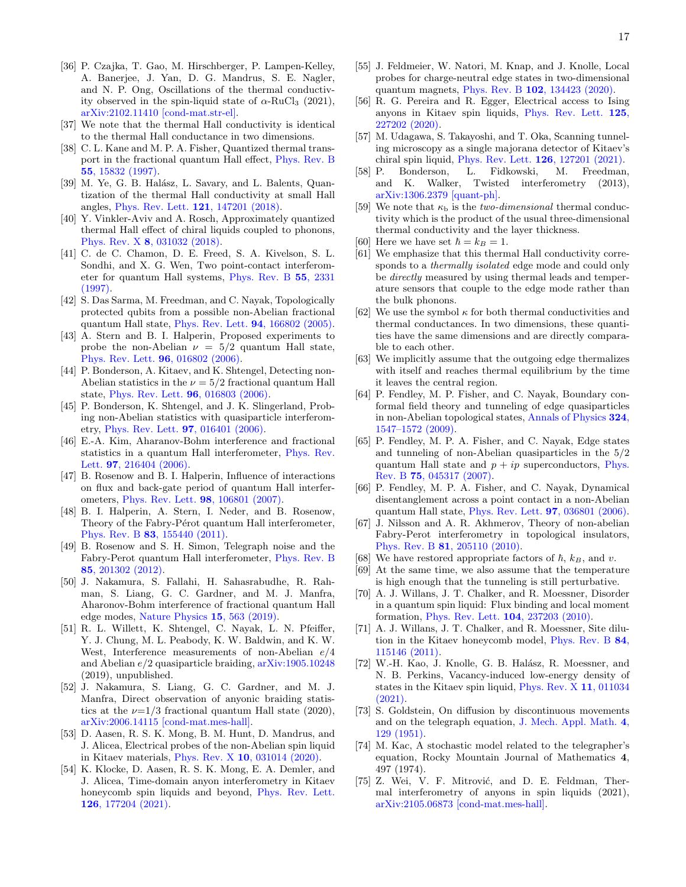[36] P. Czajka, T. Gao, M. Hirschberger, P. Lampen-Kelley, A. Banerjee, J. Yan, D. G. Mandrus, S. E. Nagler, and N. P. Ong, Oscillations of the thermal conductivity observed in the spin-liquid state of $\alpha$-RuCl$_3$ (2021), arXiv:2102.11410 [cond-mat.str-el].

[37] We note that the thermal Hall conductivity is identical to the thermal Hall conductance in two dimensions.

[38] C. L. Kane and M. P. A. Fisher, Quantized thermal transport in the fractional quantum Hall effect, Phys. Rev. B **55**, 15832 (1997).

[39] M. Ye, G. B. Halász, L. Savary, and L. Balents, Quantization of the thermal Hall conductivity at small Hall angles, Phys. Rev. Lett. **121**, 147201 (2018).

[40] Y. Vinkler-Aviv and A. Rosch, Approximately quantized thermal Hall effect of chiral liquids coupled to phonons, Phys. Rev. X **8**, 031032 (2018).

[41] C. de C. Chamon, D. E. Freed, S. A. Kivelson, S. L. Sondhi, and X. G. Wen, Two point-contact interferometer for quantum Hall systems, Phys. Rev. B **55**, 2331 (1997).

[42] S. Das Sarma, M. Freedman, and C. Nayak, Topologically protected qubits from a possible non-Abelian fractional quantum Hall state, Phys. Rev. Lett. **94**, 166802 (2005).

[43] A. Stern and B. I. Halperin, Proposed experiments to probe the non-Abelian $\nu = 5/2$ quantum Hall state, Phys. Rev. Lett. **96**, 016802 (2006).

[44] P. Bonderson, A. Kitaev, and K. Shtengel, Detecting non-Abelian statistics in the $\nu = 5/2$ fractional quantum Hall state, Phys. Rev. Lett. **96**, 016803 (2006).

[45] P. Bonderson, K. Shtengel, and J. K. Slingerland, Probing non-Abelian statistics with quasiparticle interferometry, Phys. Rev. Lett. **97**, 016401 (2006).

[46] E.-A. Kim, Aharanov-Bohm interference and fractional statistics in a quantum Hall interferometer, Phys. Rev. Lett. **97**, 216404 (2006).

[47] B. Rosenow and B. I. Halperin, Influence of interactions on flux and back-gate period of quantum Hall interferometers, Phys. Rev. Lett. **98**, 106801 (2007).

[48] B. I. Halperin, A. Stern, I. Neder, and B. Rosenow, Theory of the Fabry-Pérot quantum Hall interferometer, Phys. Rev. B **83**, 155440 (2011).

[49] B. Rosenow and S. H. Simon, Telegraph noise and the Fabry-Perot quantum Hall interferometer, Phys. Rev. B **85**, 201302 (2012).

[50] J. Nakamura, S. Fallahi, H. Sahasrabudhe, R. Rahman, S. Liang, G. C. Gardner, and M. J. Manfra, Aharonov-Bohm interference of fractional quantum Hall edge modes, Nature Physics **15**, 563 (2019).

[51] R. L. Willett, K. Shtengel, C. Nayak, L. N. Pfeiffer, Y. J. Chung, M. L. Peabody, K. W. Baldwin, and K. W. West, Interference measurements of non-Abelian $e/4$ and Abelian $e/2$ quasiparticle braiding, arXiv:1905.10248 (2019), unpublished.

[52] J. Nakamura, S. Liang, G. C. Gardner, and M. J. Manfra, Direct observation of anyonic braiding statistics at the $\nu$=1/3 fractional quantum Hall state (2020), arXiv:2006.14115 [cond-mat.mes-hall].

[53] D. Aasen, R. S. K. Mong, B. M. Hunt, D. Mandrus, and J. Alicea, Electrical probes of the non-Abelian spin liquid in Kitaev materials, Phys. Rev. X **10**, 031014 (2020).

[54] K. Klocke, D. Aasen, R. S. K. Mong, E. A. Demler, and J. Alicea, Time-domain anyon interferometry in Kitaev honeycomb spin liquids and beyond, Phys. Rev. Lett. **126**, 177204 (2021).

[55] J. Feldmeier, W. Natori, M. Knap, and J. Knolle, Local probes for charge-neutral edge states in two-dimensional quantum magnets, Phys. Rev. B **102**, 134423 (2020).

[56] R. G. Pereira and R. Egger, Electrical access to Ising anyons in Kitaev spin liquids, Phys. Rev. Lett. **125**, 227202 (2020).

[57] M. Udagawa, S. Takayoshi, and T. Oka, Scanning tunneling microscopy as a single majorana detector of Kitaev's chiral spin liquid, Phys. Rev. Lett. **126**, 127201 (2021).

[58] P. Bonderson, L. Fidkowski, M. Freedman, and K. Walker, Twisted interferometry (2013), arXiv:1306.2379 [quant-ph].

[59] We note that $\kappa_\mathrm{b}$ is the *two-dimensional* thermal conductivity which is the product of the usual three-dimensional thermal conductivity and the layer thickness.

[60] Here we have set $\hbar = k_B = 1$.

[61] We emphasize that this thermal Hall conductivity corresponds to a *thermally isolated* edge mode and could only be *directly* measured by using thermal leads and temperature sensors that couple to the edge mode rather than the bulk phonons.

[62] We use the symbol $\kappa$ for both thermal conductivities and thermal conductances. In two dimensions, these quantities have the same dimensions and are directly comparable to each other.

[63] We implicitly assume that the outgoing edge thermalizes with itself and reaches thermal equilibrium by the time it leaves the central region.

[64] P. Fendley, M. P. Fisher, and C. Nayak, Boundary conformal field theory and tunneling of edge quasiparticles in non-Abelian topological states, Annals of Physics **324**, 1547–1572 (2009).

[65] P. Fendley, M. P. A. Fisher, and C. Nayak, Edge states and tunneling of non-Abelian quasiparticles in the 5/2 quantum Hall state and $p + ip$ superconductors, Phys. Rev. B **75**, 045317 (2007).

[66] P. Fendley, M. P. A. Fisher, and C. Nayak, Dynamical disentanglement across a point contact in a non-Abelian quantum Hall state, Phys. Rev. Lett. **97**, 036801 (2006).

[67] J. Nilsson and A. R. Akhmerov, Theory of non-abelian Fabry-Perot interferometry in topological insulators, Phys. Rev. B **81**, 205110 (2010).

[68] We have restored appropriate factors of $\hbar$, $k_B$, and $v$.

[69] At the same time, we also assume that the temperature is high enough that the tunneling is still perturbative.

[70] A. J. Willans, J. T. Chalker, and R. Moessner, Disorder in a quantum spin liquid: Flux binding and local moment formation, Phys. Rev. Lett. **104**, 237203 (2010).

[71] A. J. Willans, J. T. Chalker, and R. Moessner, Site dilution in the Kitaev honeycomb model, Phys. Rev. B **84**, 115146 (2011).

[72] W.-H. Kao, J. Knolle, G. B. Halász, R. Moessner, and N. B. Perkins, Vacancy-induced low-energy density of states in the Kitaev spin liquid, Phys. Rev. X **11**, 011034 (2021).

[73] S. Goldstein, On diffusion by discontinuous movements and on the telegraph equation, J. Mech. Appl. Math. **4**, 129 (1951).

[74] M. Kac, A stochastic model related to the telegrapher's equation, Rocky Mountain Journal of Mathematics **4**, 497 (1974).

[75] Z. Wei, V. F. Mitrović, and D. E. Feldman, Thermal interferometry of anyons in spin liquids (2021), arXiv:2105.06873 [cond-mat.mes-hall].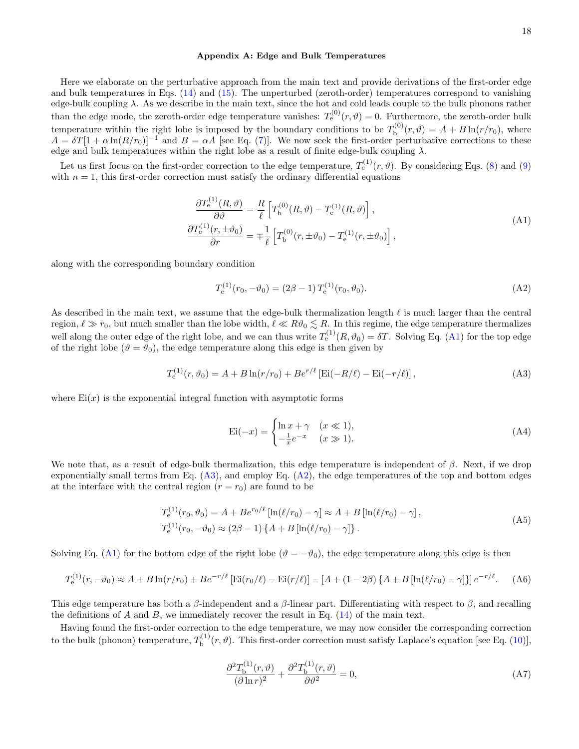### Appendix A: Edge and Bulk Temperatures

Here we elaborate on the perturbative approach from the main text and provide derivations of the first-order edge and bulk temperatures in Eqs. (14) and (15). The unperturbed (zeroth-order) temperatures correspond to vanishing edge-bulk coupling $\lambda$. As we describe in the main text, since the hot and cold leads couple to the bulk phonons rather than the edge mode, the zeroth-order edge temperature vanishes: $T_{\rm e}^{(0)}(r,\vartheta) = 0$. Furthermore, the zeroth-order bulk temperature within the right lobe is imposed by the boundary conditions to be $T_{\rm b}^{(0)}(r,\vartheta) = A + B\ln(r/r_0)$, where $A = \delta T[1+\alpha\ln(R/r_0)]^{-1}$ and $B = \alpha A$ [see Eq. (7)]. We now seek the first-order perturbative corrections to these edge and bulk temperatures within the right lobe as a result of finite edge-bulk coupling $\lambda$.

Let us first focus on the first-order correction to the edge temperature, $T_{\rm e}^{(1)}(r,\vartheta)$. By considering Eqs. (8) and (9) with $n=1$, this first-order correction must satisfy the ordinary differential equations

$$
\begin{aligned}
\frac{\partial T_{\rm e}^{(1)}(R,\vartheta)}{\partial \vartheta} &= \frac{R}{\ell}\left[T_{\rm b}^{(0)}(R,\vartheta) - T_{\rm e}^{(1)}(R,\vartheta)\right], \\
\frac{\partial T_{\rm e}^{(1)}(r,\pm\vartheta_0)}{\partial r} &= \mp\frac{1}{\ell}\left[T_{\rm b}^{(0)}(r,\pm\vartheta_0) - T_{\rm e}^{(1)}(r,\pm\vartheta_0)\right],
\end{aligned} \tag{A1}
$$

along with the corresponding boundary condition

$$
T_{\rm e}^{(1)}(r_0,-\vartheta_0) = (2\beta - 1)\, T_{\rm e}^{(1)}(r_0,\vartheta_0). \tag{A2}
$$

As described in the main text, we assume that the edge-bulk thermalization length $\ell$ is much larger than the central region, $\ell \gg r_0$, but much smaller than the lobe width, $\ell \ll R\vartheta_0 \lesssim R$. In this regime, the edge temperature thermalizes well along the outer edge of the right lobe, and we can thus write $T_{\rm e}^{(1)}(R,\vartheta_0) = \delta T$. Solving Eq. (A1) for the top edge of the right lobe ($\vartheta = \vartheta_0$), the edge temperature along this edge is then given by

$$
T_{\rm e}^{(1)}(r,\vartheta_0) = A + B\ln(r/r_0) + Be^{r/\ell}\left[\mathrm{Ei}(-R/\ell) - \mathrm{Ei}(-r/\ell)\right], \tag{A3}
$$

where $\mathrm{Ei}(x)$ is the exponential integral function with asymptotic forms

$$
\mathrm{Ei}(-x) = \begin{cases} \ln x + \gamma & (x \ll 1), \\ -\frac{1}{x}e^{-x} & (x \gg 1). \end{cases} \tag{A4}
$$

We note that, as a result of edge-bulk thermalization, this edge temperature is independent of $\beta$. Next, if we drop exponentially small terms from Eq. (A3), and employ Eq. (A2), the edge temperatures of the top and bottom edges at the interface with the central region ($r = r_0$) are found to be

$$
\begin{aligned}
T_{\rm e}^{(1)}(r_0,\vartheta_0) &= A + Be^{r_0/\ell}\left[\ln(\ell/r_0) - \gamma\right] \approx A + B\left[\ln(\ell/r_0) - \gamma\right], \\
T_{\rm e}^{(1)}(r_0,-\vartheta_0) &\approx (2\beta - 1)\left\{A + B\left[\ln(\ell/r_0) - \gamma\right]\right\}.
\end{aligned} \tag{A5}
$$

Solving Eq. (A1) for the bottom edge of the right lobe ($\vartheta = -\vartheta_0$), the edge temperature along this edge is then

$$
T_{\rm e}^{(1)}(r,-\vartheta_0) \approx A + B\ln(r/r_0) + Be^{-r/\ell}\left[\mathrm{Ei}(r_0/\ell) - \mathrm{Ei}(r/\ell)\right] - \left[A + (1-2\beta)\left\{A + B\left[\ln(\ell/r_0) - \gamma\right]\right\}\right]e^{-r/\ell}. \tag{A6}
$$

This edge temperature has both a $\beta$-independent and a $\beta$-linear part. Differentiating with respect to $\beta$, and recalling the definitions of $A$ and $B$, we immediately recover the result in Eq. (14) of the main text.

Having found the first-order correction to the edge temperature, we may now consider the corresponding correction to the bulk (phonon) temperature, $T_{\rm b}^{(1)}(r,\vartheta)$. This first-order correction must satisfy Laplace's equation [see Eq. (10)],

$$
\frac{\partial^2 T_{\rm b}^{(1)}(r,\vartheta)}{(\partial \ln r)^2} + \frac{\partial^2 T_{\rm b}^{(1)}(r,\vartheta)}{\partial \vartheta^2} = 0, \tag{A7}
$$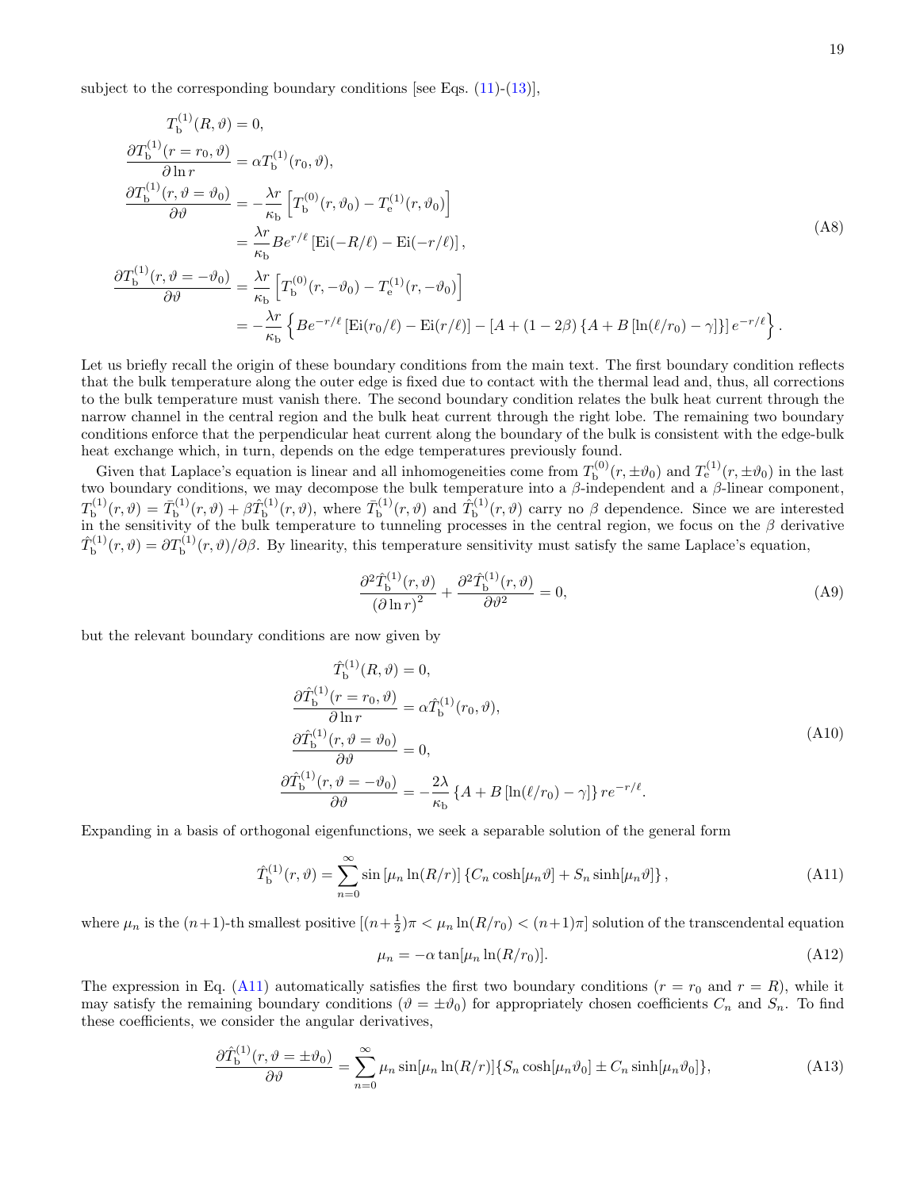subject to the corresponding boundary conditions [see Eqs. (11)-(13)],

$$
\begin{aligned}
T_{\mathrm{b}}^{(1)}(R,\vartheta) &= 0, \\
\frac{\partial T_{\mathrm{b}}^{(1)}(r=r_0,\vartheta)}{\partial \ln r} &= \alpha T_{\mathrm{b}}^{(1)}(r_0,\vartheta), \\
\frac{\partial T_{\mathrm{b}}^{(1)}(r,\vartheta=\vartheta_0)}{\partial \vartheta} &= -\frac{\lambda r}{\kappa_{\mathrm{b}}}\left[T_{\mathrm{b}}^{(0)}(r,\vartheta_0) - T_{\mathrm{e}}^{(1)}(r,\vartheta_0)\right] \\
&= \frac{\lambda r}{\kappa_{\mathrm{b}}} B e^{r/\ell}\left[\mathrm{Ei}(-R/\ell) - \mathrm{Ei}(-r/\ell)\right], \\
\frac{\partial T_{\mathrm{b}}^{(1)}(r,\vartheta=-\vartheta_0)}{\partial \vartheta} &= \frac{\lambda r}{\kappa_{\mathrm{b}}}\left[T_{\mathrm{b}}^{(0)}(r,-\vartheta_0) - T_{\mathrm{e}}^{(1)}(r,-\vartheta_0)\right] \\
&= -\frac{\lambda r}{\kappa_{\mathrm{b}}}\left\{B e^{-r/\ell}\left[\mathrm{Ei}(r_0/\ell) - \mathrm{Ei}(r/\ell)\right] - \left[A + (1-2\beta)\left\{A + B\left[\ln(\ell/r_0) - \gamma\right]\right\}\right] e^{-r/\ell}\right\}.
\end{aligned}
\tag{A8}
$$

Let us briefly recall the origin of these boundary conditions from the main text. The first boundary condition reflects that the bulk temperature along the outer edge is fixed due to contact with the thermal lead and, thus, all corrections to the bulk temperature must vanish there. The second boundary condition relates the bulk heat current through the narrow channel in the central region and the bulk heat current through the right lobe. The remaining two boundary conditions enforce that the perpendicular heat current along the boundary of the bulk is consistent with the edge-bulk heat exchange which, in turn, depends on the edge temperatures previously found.

Given that Laplace's equation is linear and all inhomogeneities come from $T_{\mathrm{b}}^{(0)}(r,\pm\vartheta_0)$ and $T_{\mathrm{e}}^{(1)}(r,\pm\vartheta_0)$ in the last two boundary conditions, we may decompose the bulk temperature into a $\beta$-independent and a $\beta$-linear component, $T_{\mathrm{b}}^{(1)}(r,\vartheta) = \bar{T}_{\mathrm{b}}^{(1)}(r,\vartheta) + \beta\hat{T}_{\mathrm{b}}^{(1)}(r,\vartheta)$, where $\bar{T}_{\mathrm{b}}^{(1)}(r,\vartheta)$ and $\hat{T}_{\mathrm{b}}^{(1)}(r,\vartheta)$ carry no $\beta$ dependence. Since we are interested in the sensitivity of the bulk temperature to tunneling processes in the central region, we focus on the $\beta$ derivative $\hat{T}_{\mathrm{b}}^{(1)}(r,\vartheta) = \partial T_{\mathrm{b}}^{(1)}(r,\vartheta)/\partial\beta$. By linearity, this temperature sensitivity must satisfy the same Laplace's equation,

$$
\frac{\partial^2 \hat{T}_{\mathrm{b}}^{(1)}(r,\vartheta)}{(\partial \ln r)^2} + \frac{\partial^2 \hat{T}_{\mathrm{b}}^{(1)}(r,\vartheta)}{\partial \vartheta^2} = 0,
\tag{A9}
$$

but the relevant boundary conditions are now given by

$$
\begin{aligned}
\hat{T}_{\mathrm{b}}^{(1)}(R,\vartheta) &= 0, \\
\frac{\partial \hat{T}_{\mathrm{b}}^{(1)}(r=r_0,\vartheta)}{\partial \ln r} &= \alpha \hat{T}_{\mathrm{b}}^{(1)}(r_0,\vartheta), \\
\frac{\partial \hat{T}_{\mathrm{b}}^{(1)}(r,\vartheta=\vartheta_0)}{\partial \vartheta} &= 0, \\
\frac{\partial \hat{T}_{\mathrm{b}}^{(1)}(r,\vartheta=-\vartheta_0)}{\partial \vartheta} &= -\frac{2\lambda}{\kappa_{\mathrm{b}}}\left\{A + B\left[\ln(\ell/r_0) - \gamma\right]\right\} r e^{-r/\ell}.
\end{aligned}
\tag{A10}
$$

Expanding in a basis of orthogonal eigenfunctions, we seek a separable solution of the general form

$$
\hat{T}_{\mathrm{b}}^{(1)}(r,\vartheta) = \sum_{n=0}^{\infty} \sin\left[\mu_n \ln(R/r)\right]\left\{C_n \cosh[\mu_n\vartheta] + S_n \sinh[\mu_n\vartheta]\right\},
\tag{A11}
$$

where $\mu_n$ is the $(n+1)$-th smallest positive $[(n+\frac{1}{2})\pi < \mu_n \ln(R/r_0) < (n+1)\pi]$ solution of the transcendental equation

$$
\mu_n = -\alpha \tan[\mu_n \ln(R/r_0)].
\tag{A12}
$$

The expression in Eq. (A11) automatically satisfies the first two boundary conditions ($r = r_0$ and $r = R$), while it may satisfy the remaining boundary conditions ($\vartheta = \pm\vartheta_0$) for appropriately chosen coefficients $C_n$ and $S_n$. To find these coefficients, we consider the angular derivatives,

$$
\frac{\partial \hat{T}_{\mathrm{b}}^{(1)}(r,\vartheta=\pm\vartheta_0)}{\partial \vartheta} = \sum_{n=0}^{\infty} \mu_n \sin[\mu_n \ln(R/r)]\{S_n \cosh[\mu_n\vartheta_0] \pm C_n \sinh[\mu_n\vartheta_0]\},
\tag{A13}
$$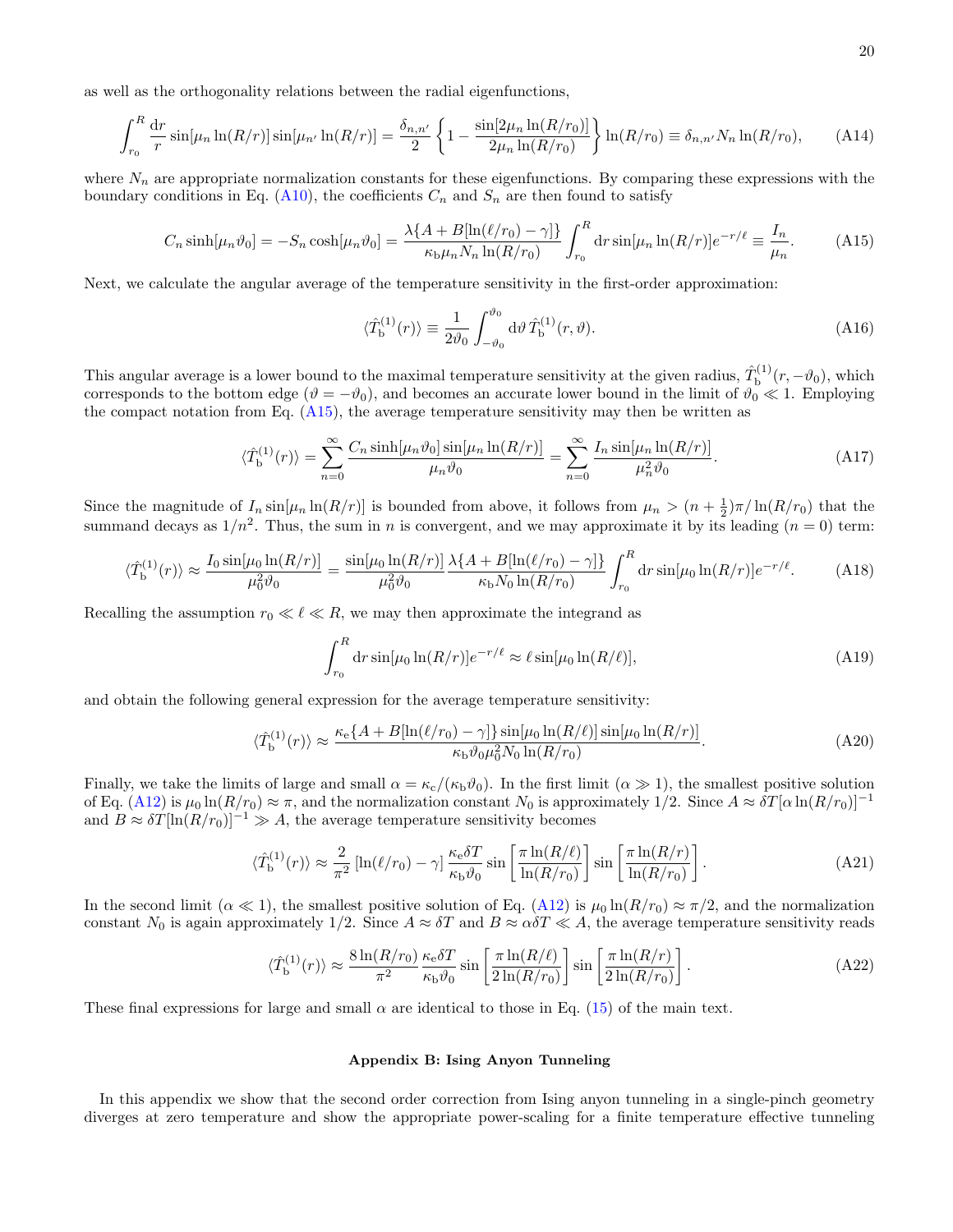as well as the orthogonality relations between the radial eigenfunctions,

$$\int_{r_0}^{R} \frac{\mathrm{d}r}{r} \sin[\mu_n \ln(R/r)] \sin[\mu_{n'} \ln(R/r)] = \frac{\delta_{n,n'}}{2} \left\{ 1 - \frac{\sin[2\mu_n \ln(R/r_0)]}{2\mu_n \ln(R/r_0)} \right\} \ln(R/r_0) \equiv \delta_{n,n'} N_n \ln(R/r_0), \tag{A14}$$

where $N_n$ are appropriate normalization constants for these eigenfunctions. By comparing these expressions with the boundary conditions in Eq. (A10), the coefficients $C_n$ and $S_n$ are then found to satisfy

$$C_n \sinh[\mu_n \vartheta_0] = -S_n \cosh[\mu_n \vartheta_0] = \frac{\lambda\{A + B[\ln(\ell/r_0) - \gamma]\}}{\kappa_\mathrm{b} \mu_n N_n \ln(R/r_0)} \int_{r_0}^{R} \mathrm{d}r \sin[\mu_n \ln(R/r)] e^{-r/\ell} \equiv \frac{I_n}{\mu_n}. \tag{A15}$$

Next, we calculate the angular average of the temperature sensitivity in the first-order approximation:

$$\langle \hat{T}_\mathrm{b}^{(1)}(r) \rangle \equiv \frac{1}{2\vartheta_0} \int_{-\vartheta_0}^{\vartheta_0} \mathrm{d}\vartheta \, \hat{T}_\mathrm{b}^{(1)}(r, \vartheta). \tag{A16}$$

This angular average is a lower bound to the maximal temperature sensitivity at the given radius, $\hat{T}_\mathrm{b}^{(1)}(r, -\vartheta_0)$, which corresponds to the bottom edge ($\vartheta = -\vartheta_0$), and becomes an accurate lower bound in the limit of $\vartheta_0 \ll 1$. Employing the compact notation from Eq. (A15), the average temperature sensitivity may then be written as

$$\langle \hat{T}_\mathrm{b}^{(1)}(r) \rangle = \sum_{n=0}^{\infty} \frac{C_n \sinh[\mu_n \vartheta_0] \sin[\mu_n \ln(R/r)]}{\mu_n \vartheta_0} = \sum_{n=0}^{\infty} \frac{I_n \sin[\mu_n \ln(R/r)]}{\mu_n^2 \vartheta_0}. \tag{A17}$$

Since the magnitude of $I_n \sin[\mu_n \ln(R/r)]$ is bounded from above, it follows from $\mu_n > (n + \frac{1}{2})\pi / \ln(R/r_0)$ that the summand decays as $1/n^2$. Thus, the sum in $n$ is convergent, and we may approximate it by its leading ($n = 0$) term:

$$\langle \hat{T}_\mathrm{b}^{(1)}(r) \rangle \approx \frac{I_0 \sin[\mu_0 \ln(R/r)]}{\mu_0^2 \vartheta_0} = \frac{\sin[\mu_0 \ln(R/r)]}{\mu_0^2 \vartheta_0} \frac{\lambda\{A + B[\ln(\ell/r_0) - \gamma]\}}{\kappa_\mathrm{b} N_0 \ln(R/r_0)} \int_{r_0}^{R} \mathrm{d}r \sin[\mu_0 \ln(R/r)] e^{-r/\ell}. \tag{A18}$$

Recalling the assumption $r_0 \ll \ell \ll R$, we may then approximate the integrand as

$$\int_{r_0}^{R} \mathrm{d}r \sin[\mu_0 \ln(R/r)] e^{-r/\ell} \approx \ell \sin[\mu_0 \ln(R/\ell)], \tag{A19}$$

and obtain the following general expression for the average temperature sensitivity:

$$\langle \hat{T}_\mathrm{b}^{(1)}(r) \rangle \approx \frac{\kappa_\mathrm{e}\{A + B[\ln(\ell/r_0) - \gamma]\} \sin[\mu_0 \ln(R/\ell)] \sin[\mu_0 \ln(R/r)]}{\kappa_\mathrm{b} \vartheta_0 \mu_0^2 N_0 \ln(R/r_0)}. \tag{A20}$$

Finally, we take the limits of large and small $\alpha = \kappa_\mathrm{c}/(\kappa_\mathrm{b}\vartheta_0)$. In the first limit ($\alpha \gg 1$), the smallest positive solution of Eq. (A12) is $\mu_0 \ln(R/r_0) \approx \pi$, and the normalization constant $N_0$ is approximately 1/2. Since $A \approx \delta T[\alpha \ln(R/r_0)]^{-1}$ and $B \approx \delta T[\ln(R/r_0)]^{-1} \gg A$, the average temperature sensitivity becomes

$$\langle \hat{T}_\mathrm{b}^{(1)}(r) \rangle \approx \frac{2}{\pi^2} \left[ \ln(\ell/r_0) - \gamma \right] \frac{\kappa_\mathrm{e} \delta T}{\kappa_\mathrm{b} \vartheta_0} \sin\left[ \frac{\pi \ln(R/\ell)}{\ln(R/r_0)} \right] \sin\left[ \frac{\pi \ln(R/r)}{\ln(R/r_0)} \right]. \tag{A21}$$

In the second limit ($\alpha \ll 1$), the smallest positive solution of Eq. (A12) is $\mu_0 \ln(R/r_0) \approx \pi/2$, and the normalization constant $N_0$ is again approximately 1/2. Since $A \approx \delta T$ and $B \approx \alpha \delta T \ll A$, the average temperature sensitivity reads

$$\langle \hat{T}_\mathrm{b}^{(1)}(r) \rangle \approx \frac{8 \ln(R/r_0)}{\pi^2} \frac{\kappa_\mathrm{e} \delta T}{\kappa_\mathrm{b} \vartheta_0} \sin\left[ \frac{\pi \ln(R/\ell)}{2 \ln(R/r_0)} \right] \sin\left[ \frac{\pi \ln(R/r)}{2 \ln(R/r_0)} \right]. \tag{A22}$$

These final expressions for large and small $\alpha$ are identical to those in Eq. (15) of the main text.

## Appendix B: Ising Anyon Tunneling

In this appendix we show that the second order correction from Ising anyon tunneling in a single-pinch geometry diverges at zero temperature and show the appropriate power-scaling for a finite temperature effective tunneling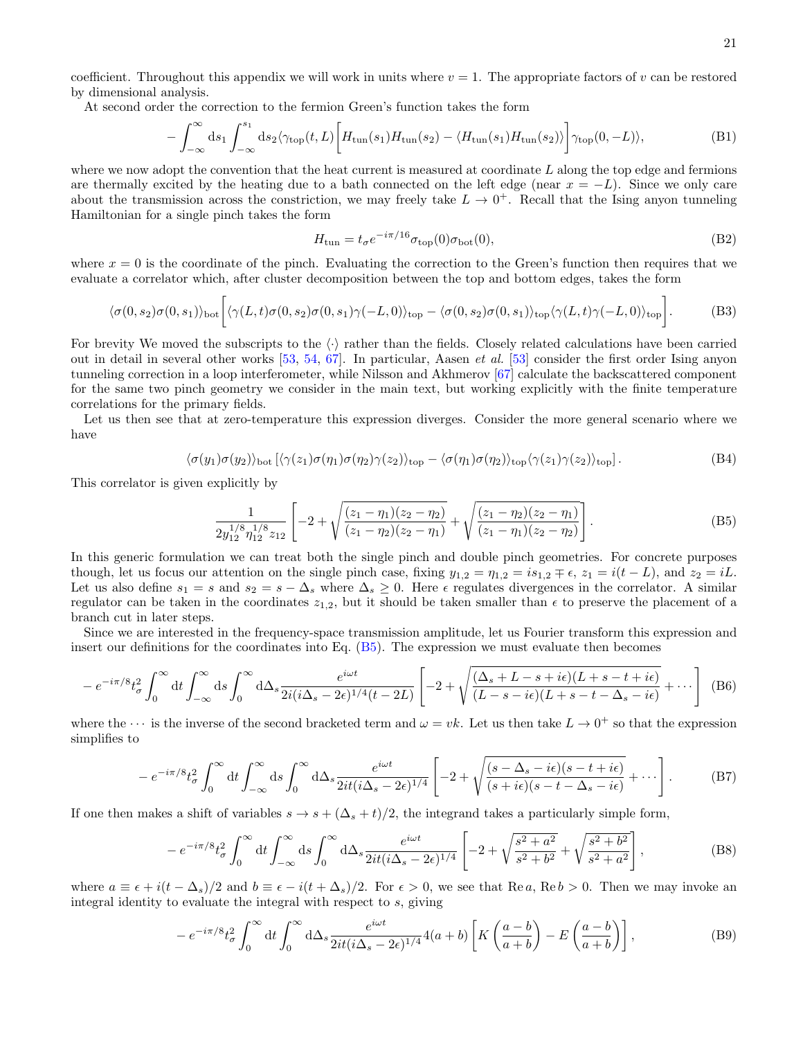coefficient. Throughout this appendix we will work in units where $v = 1$. The appropriate factors of $v$ can be restored by dimensional analysis.

At second order the correction to the fermion Green's function takes the form

$$-\int_{-\infty}^{\infty} \mathrm{d}s_1 \int_{-\infty}^{s_1} \mathrm{d}s_2 \langle \gamma_{\mathrm{top}}(t, L) \Big[ H_{\mathrm{tun}}(s_1) H_{\mathrm{tun}}(s_2) - \langle H_{\mathrm{tun}}(s_1) H_{\mathrm{tun}}(s_2) \rangle \Big] \gamma_{\mathrm{top}}(0, -L) \rangle, \tag{B1}$$

where we now adopt the convention that the heat current is measured at coordinate $L$ along the top edge and fermions are thermally excited by the heating due to a bath connected on the left edge (near $x = -L$). Since we only care about the transmission across the constriction, we may freely take $L \to 0^+$. Recall that the Ising anyon tunneling Hamiltonian for a single pinch takes the form

$$H_{\mathrm{tun}} = t_\sigma e^{-i\pi/16} \sigma_{\mathrm{top}}(0) \sigma_{\mathrm{bot}}(0), \tag{B2}$$

where $x = 0$ is the coordinate of the pinch. Evaluating the correction to the Green's function then requires that we evaluate a correlator which, after cluster decomposition between the top and bottom edges, takes the form

$$\langle \sigma(0, s_2) \sigma(0, s_1) \rangle_{\mathrm{bot}} \Big[ \langle \gamma(L, t) \sigma(0, s_2) \sigma(0, s_1) \gamma(-L, 0) \rangle_{\mathrm{top}} - \langle \sigma(0, s_2) \sigma(0, s_1) \rangle_{\mathrm{top}} \langle \gamma(L, t) \gamma(-L, 0) \rangle_{\mathrm{top}} \Big]. \tag{B3}$$

For brevity We moved the subscripts to the $\langle \cdot \rangle$ rather than the fields. Closely related calculations have been carried out in detail in several other works [53, 54, 67]. In particular, Aasen *et al.* [53] consider the first order Ising anyon tunneling correction in a loop interferometer, while Nilsson and Akhmerov [67] calculate the backscattered component for the same two pinch geometry we consider in the main text, but working explicitly with the finite temperature correlations for the primary fields.

Let us then see that at zero-temperature this expression diverges. Consider the more general scenario where we have

$$\langle \sigma(y_1) \sigma(y_2) \rangle_{\mathrm{bot}} \left[ \langle \gamma(z_1) \sigma(\eta_1) \sigma(\eta_2) \gamma(z_2) \rangle_{\mathrm{top}} - \langle \sigma(\eta_1) \sigma(\eta_2) \rangle_{\mathrm{top}} \langle \gamma(z_1) \gamma(z_2) \rangle_{\mathrm{top}} \right]. \tag{B4}$$

This correlator is given explicitly by

$$\frac{1}{2 y_{12}^{1/8} \eta_{12}^{1/8} z_{12}} \left[ -2 + \sqrt{\frac{(z_1 - \eta_1)(z_2 - \eta_2)}{(z_1 - \eta_2)(z_2 - \eta_1)}} + \sqrt{\frac{(z_1 - \eta_2)(z_2 - \eta_1)}{(z_1 - \eta_1)(z_2 - \eta_2)}} \right]. \tag{B5}$$

In this generic formulation we can treat both the single pinch and double pinch geometries. For concrete purposes though, let us focus our attention on the single pinch case, fixing $y_{1,2} = \eta_{1,2} = i s_{1,2} \mp \epsilon$, $z_1 = i(t - L)$, and $z_2 = iL$. Let us also define $s_1 = s$ and $s_2 = s - \Delta_s$ where $\Delta_s \geq 0$. Here $\epsilon$ regulates divergences in the correlator. A similar regulator can be taken in the coordinates $z_{1,2}$, but it should be taken smaller than $\epsilon$ to preserve the placement of a branch cut in later steps.

Since we are interested in the frequency-space transmission amplitude, let us Fourier transform this expression and insert our definitions for the coordinates into Eq. (B5). The expression we must evaluate then becomes

$$-e^{-i\pi/8} t_\sigma^2 \int_0^\infty \mathrm{d}t \int_{-\infty}^{\infty} \mathrm{d}s \int_0^\infty \mathrm{d}\Delta_s \frac{e^{i\omega t}}{2i(i\Delta_s - 2\epsilon)^{1/4}(t - 2L)} \left[ -2 + \sqrt{\frac{(\Delta_s + L - s + i\epsilon)(L + s - t + i\epsilon)}{(L - s - i\epsilon)(L + s - t - \Delta_s - i\epsilon)}} + \cdots \right] \tag{B6}$$

where the $\cdots$ is the inverse of the second bracketed term and $\omega = vk$. Let us then take $L \to 0^+$ so that the expression simplifies to

$$-e^{-i\pi/8} t_\sigma^2 \int_0^\infty \mathrm{d}t \int_{-\infty}^{\infty} \mathrm{d}s \int_0^\infty \mathrm{d}\Delta_s \frac{e^{i\omega t}}{2it(i\Delta_s - 2\epsilon)^{1/4}} \left[ -2 + \sqrt{\frac{(s - \Delta_s - i\epsilon)(s - t + i\epsilon)}{(s + i\epsilon)(s - t - \Delta_s - i\epsilon)}} + \cdots \right]. \tag{B7}$$

If one then makes a shift of variables $s \to s + (\Delta_s + t)/2$, the integrand takes a particularly simple form,

$$-e^{-i\pi/8} t_\sigma^2 \int_0^\infty \mathrm{d}t \int_{-\infty}^{\infty} \mathrm{d}s \int_0^\infty \mathrm{d}\Delta_s \frac{e^{i\omega t}}{2it(i\Delta_s - 2\epsilon)^{1/4}} \left[ -2 + \sqrt{\frac{s^2 + a^2}{s^2 + b^2}} + \sqrt{\frac{s^2 + b^2}{s^2 + a^2}} \right], \tag{B8}$$

where $a \equiv \epsilon + i(t - \Delta_s)/2$ and $b \equiv \epsilon - i(t + \Delta_s)/2$. For $\epsilon > 0$, we see that $\mathrm{Re}\, a, \mathrm{Re}\, b > 0$. Then we may invoke an integral identity to evaluate the integral with respect to $s$, giving

$$-e^{-i\pi/8} t_\sigma^2 \int_0^\infty \mathrm{d}t \int_0^\infty \mathrm{d}\Delta_s \frac{e^{i\omega t}}{2it(i\Delta_s - 2\epsilon)^{1/4}} 4(a + b) \left[ K\left( \frac{a - b}{a + b} \right) - E\left( \frac{a - b}{a + b} \right) \right], \tag{B9}$$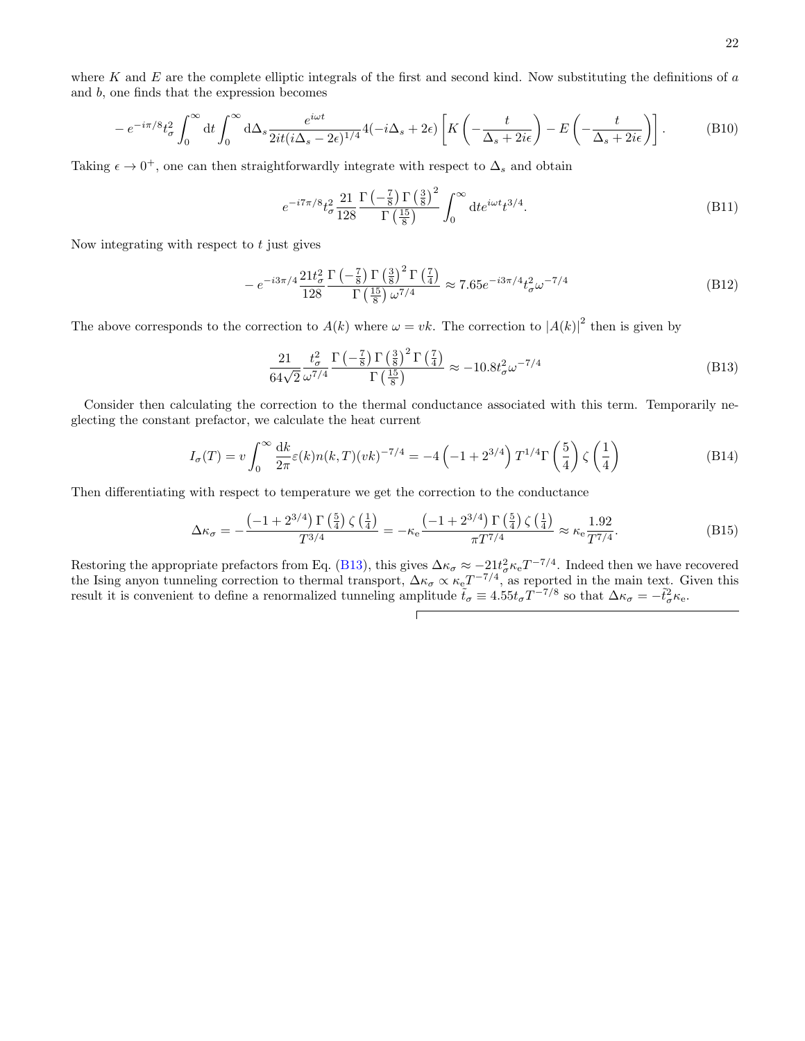where $K$ and $E$ are the complete elliptic integrals of the first and second kind. Now substituting the definitions of $a$ and $b$, one finds that the expression becomes

$$-e^{-i\pi/8}t_\sigma^2 \int_0^\infty \mathrm{d}t \int_0^\infty \mathrm{d}\Delta_s \frac{e^{i\omega t}}{2it(i\Delta_s - 2\epsilon)^{1/4}} 4(-i\Delta_s + 2\epsilon)\left[K\left(-\frac{t}{\Delta_s + 2i\epsilon}\right) - E\left(-\frac{t}{\Delta_s + 2i\epsilon}\right)\right]. \tag{B10}$$

Taking $\epsilon \to 0^+$, one can then straightforwardly integrate with respect to $\Delta_s$ and obtain

$$e^{-i7\pi/8}t_\sigma^2 \frac{21}{128} \frac{\Gamma\left(-\frac{7}{8}\right)\Gamma\left(\frac{3}{8}\right)^2}{\Gamma\left(\frac{15}{8}\right)} \int_0^\infty \mathrm{d}t e^{i\omega t} t^{3/4}. \tag{B11}$$

Now integrating with respect to $t$ just gives

$$-e^{-i3\pi/4}\frac{21t_\sigma^2}{128}\frac{\Gamma\left(-\frac{7}{8}\right)\Gamma\left(\frac{3}{8}\right)^2\Gamma\left(\frac{7}{4}\right)}{\Gamma\left(\frac{15}{8}\right)\omega^{7/4}} \approx 7.65 e^{-i3\pi/4} t_\sigma^2 \omega^{-7/4} \tag{B12}$$

The above corresponds to the correction to $A(k)$ where $\omega = vk$. The correction to $|A(k)|^2$ then is given by

$$\frac{21}{64\sqrt{2}}\frac{t_\sigma^2}{\omega^{7/4}}\frac{\Gamma\left(-\frac{7}{8}\right)\Gamma\left(\frac{3}{8}\right)^2\Gamma\left(\frac{7}{4}\right)}{\Gamma\left(\frac{15}{8}\right)} \approx -10.8 t_\sigma^2 \omega^{-7/4} \tag{B13}$$

Consider then calculating the correction to the thermal conductance associated with this term. Temporarily neglecting the constant prefactor, we calculate the heat current

$$I_\sigma(T) = v\int_0^\infty \frac{\mathrm{d}k}{2\pi}\varepsilon(k) n(k,T)(vk)^{-7/4} = -4\left(-1 + 2^{3/4}\right) T^{1/4}\Gamma\left(\frac{5}{4}\right)\zeta\left(\frac{1}{4}\right) \tag{B14}$$

Then differentiating with respect to temperature we get the correction to the conductance

$$\Delta\kappa_\sigma = -\frac{\left(-1 + 2^{3/4}\right)\Gamma\left(\frac{5}{4}\right)\zeta\left(\frac{1}{4}\right)}{T^{3/4}} = -\kappa_\mathrm{e}\frac{\left(-1 + 2^{3/4}\right)\Gamma\left(\frac{5}{4}\right)\zeta\left(\frac{1}{4}\right)}{\pi T^{7/4}} \approx \kappa_\mathrm{e}\frac{1.92}{T^{7/4}}. \tag{B15}$$

Restoring the appropriate prefactors from Eq. (B13), this gives $\Delta\kappa_\sigma \approx -21 t_\sigma^2 \kappa_\mathrm{e} T^{-7/4}$. Indeed then we have recovered the Ising anyon tunneling correction to thermal transport, $\Delta\kappa_\sigma \propto \kappa_\mathrm{e} T^{-7/4}$, as reported in the main text. Given this result it is convenient to define a renormalized tunneling amplitude $\tilde{t}_\sigma \equiv 4.55 t_\sigma T^{-7/8}$ so that $\Delta\kappa_\sigma = -\tilde{t}_\sigma^2 \kappa_\mathrm{e}$.